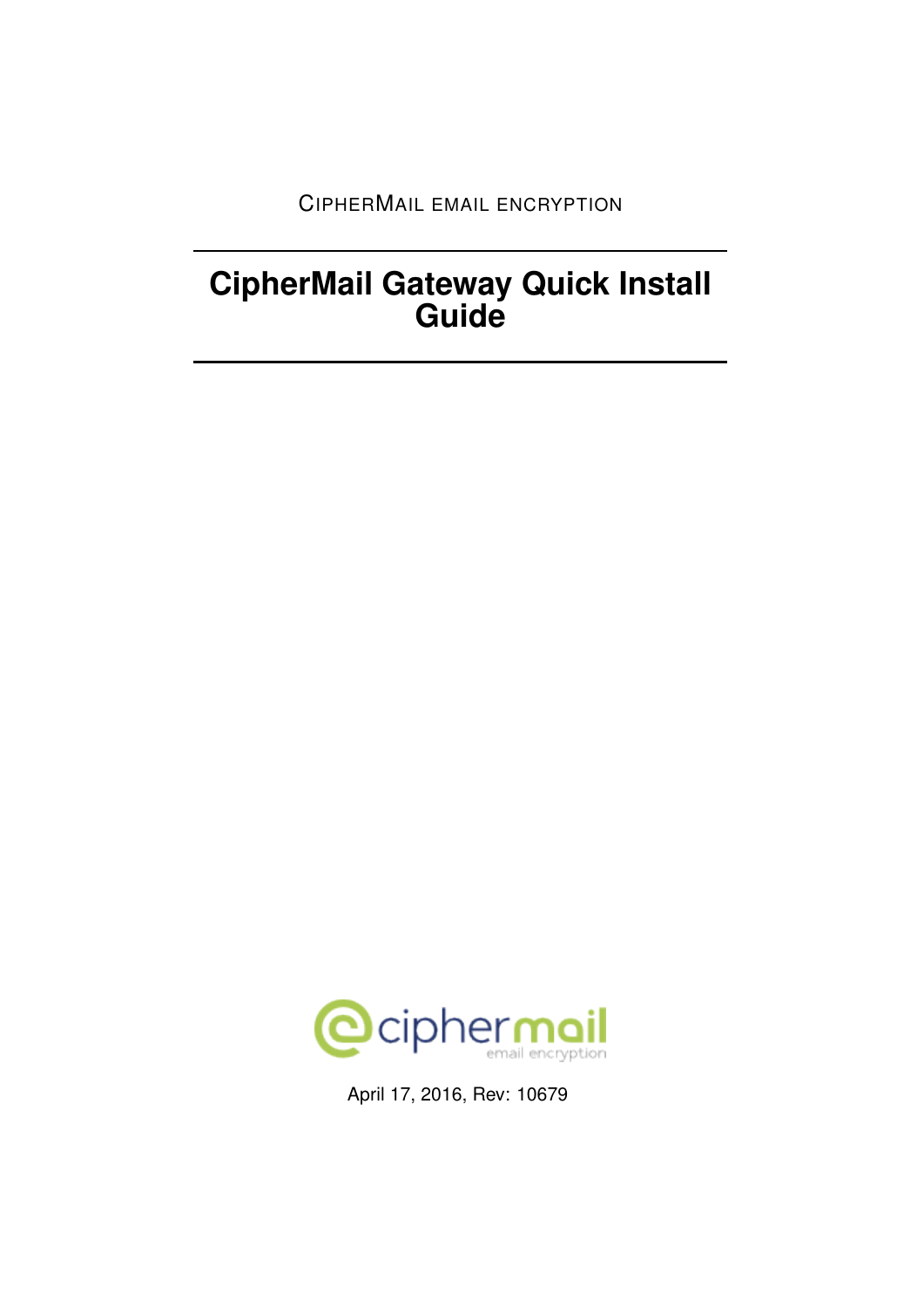CIPHERMAIL EMAIL ENCRYPTION

# CipherMail Gateway Quick Install Guide

April 17, 2016, Rev: 10679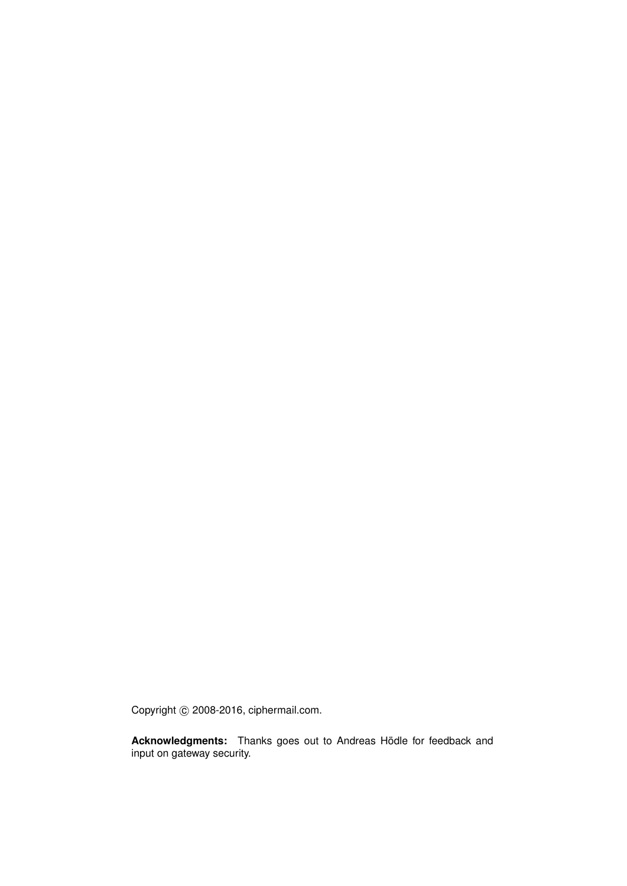Copyright © 2008-2016, ciphermail.com.

**Acknowledgments:** Thanks goes out to Andreas Hödle for feedback and input on gateway security.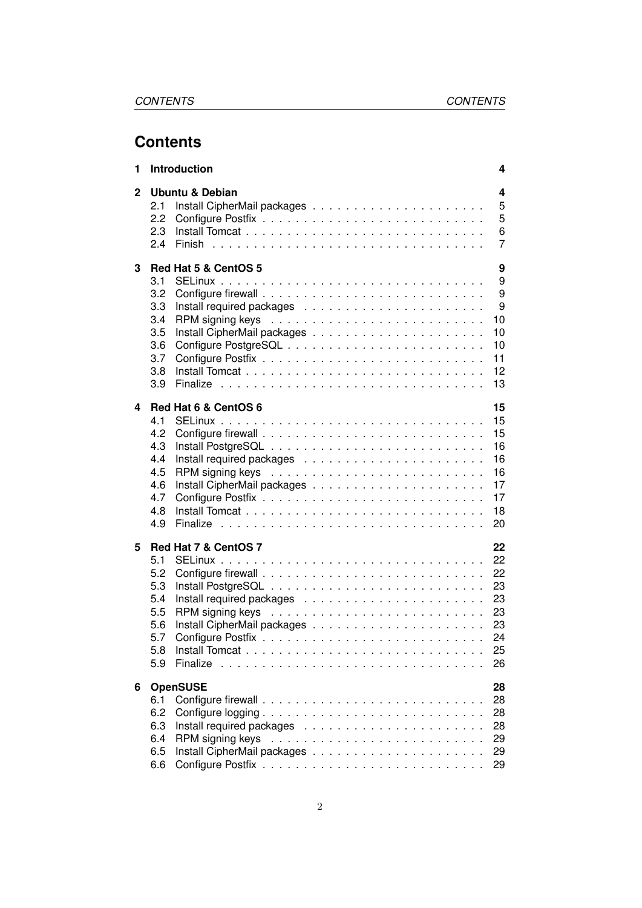# Contents

**1 Introduction** 4

**2 Ubuntu & Debian** 4

- 2.1 Install CipherMail packages 5
- 2.2 Configure Postfix 5
- 2.3 Install Tomcat 6
- 2.4 Finish 7

**3 Red Hat 5 & CentOS 5** 9

- 3.1 SELinux 9
- 3.2 Configure firewall 9
- 3.3 Install required packages 9
- 3.4 RPM signing keys 10
- 3.5 Install CipherMail packages 10
- 3.6 Configure PostgreSQL 10
- 3.7 Configure Postfix 11
- 3.8 Install Tomcat 12
- 3.9 Finalize 13

**4 Red Hat 6 & CentOS 6** 15

- 4.1 SELinux 15
- 4.2 Configure firewall 15
- 4.3 Install PostgreSQL 16
- 4.4 Install required packages 16
- 4.5 RPM signing keys 16
- 4.6 Install CipherMail packages 17
- 4.7 Configure Postfix 17
- 4.8 Install Tomcat 18
- 4.9 Finalize 20

**5 Red Hat 7 & CentOS 7** 22

- 5.1 SELinux 22
- 5.2 Configure firewall 22
- 5.3 Install PostgreSQL 23
- 5.4 Install required packages 23
- 5.5 RPM signing keys 23
- 5.6 Install CipherMail packages 23
- 5.7 Configure Postfix 24
- 5.8 Install Tomcat 25
- 5.9 Finalize 26

**6 OpenSUSE** 28

- 6.1 Configure firewall 28
- 6.2 Configure logging 28
- 6.3 Install required packages 28
- 6.4 RPM signing keys 29
- 6.5 Install CipherMail packages 29
- 6.6 Configure Postfix 29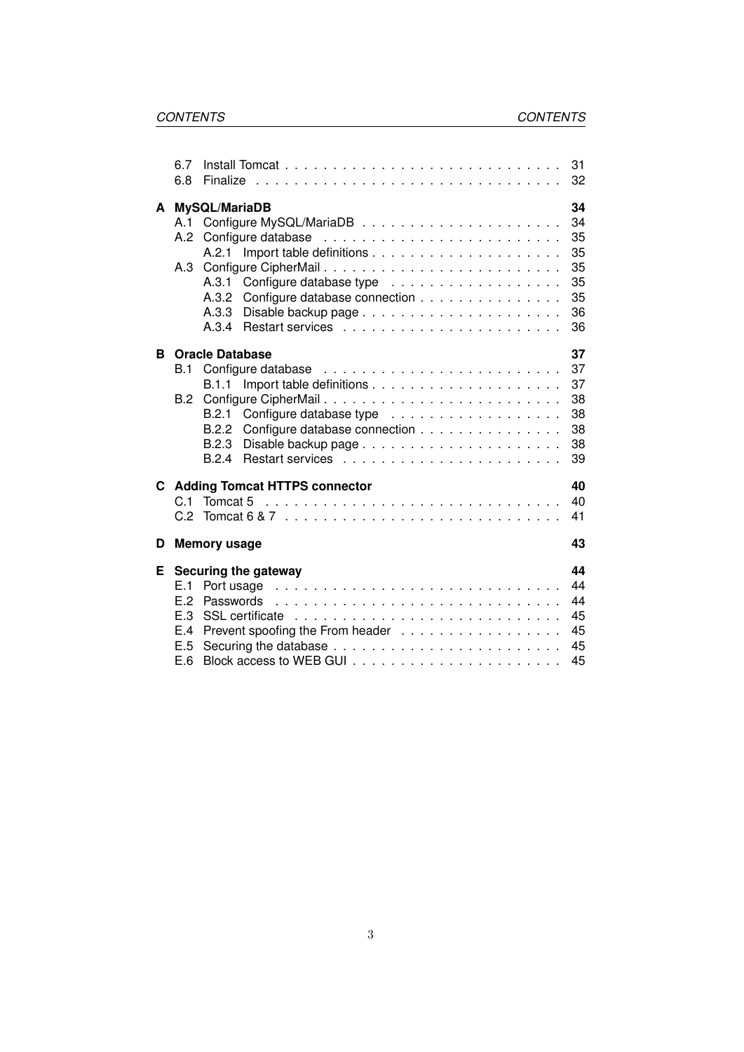- 6.7 Install Tomcat . . . . . 31
- 6.8 Finalize . . . . . 32

**A MySQL/MariaDB** **34**

- A.1 Configure MySQL/MariaDB . . . . . 34
- A.2 Configure database . . . . . 35
  - A.2.1 Import table definitions . . . . . 35
- A.3 Configure CipherMail . . . . . 35
  - A.3.1 Configure database type . . . . . 35
  - A.3.2 Configure database connection . . . . . 35
  - A.3.3 Disable backup page . . . . . 36
  - A.3.4 Restart services . . . . . 36

**B Oracle Database** **37**

- B.1 Configure database . . . . . 37
  - B.1.1 Import table definitions . . . . . 37
- B.2 Configure CipherMail . . . . . 38
  - B.2.1 Configure database type . . . . . 38
  - B.2.2 Configure database connection . . . . . 38
  - B.2.3 Disable backup page . . . . . 38
  - B.2.4 Restart services . . . . . 39

**C Adding Tomcat HTTPS connector** **40**

- C.1 Tomcat 5 . . . . . 40
- C.2 Tomcat 6 & 7 . . . . . 41

**D Memory usage** **43**

**E Securing the gateway** **44**

- E.1 Port usage . . . . . 44
- E.2 Passwords . . . . . 44
- E.3 SSL certificate . . . . . 45
- E.4 Prevent spoofing the From header . . . . . 45
- E.5 Securing the database . . . . . 45
- E.6 Block access to WEB GUI . . . . . 45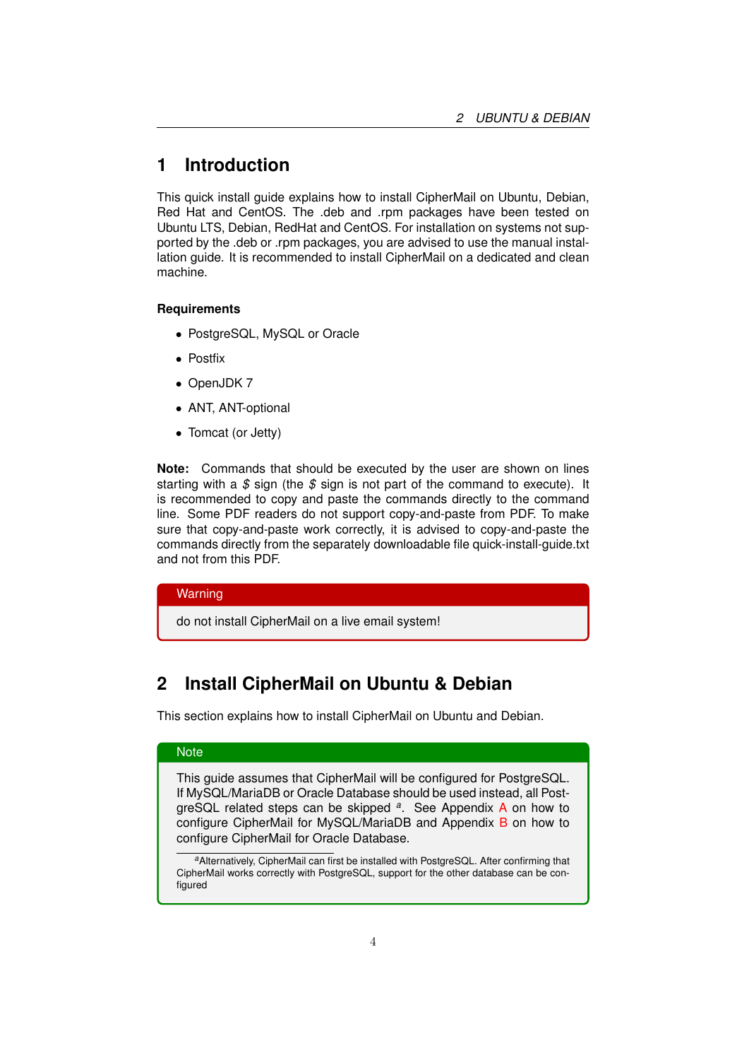# 1 Introduction

This quick install guide explains how to install CipherMail on Ubuntu, Debian, Red Hat and CentOS. The .deb and .rpm packages have been tested on Ubuntu LTS, Debian, RedHat and CentOS. For installation on systems not supported by the .deb or .rpm packages, you are advised to use the manual installation guide. It is recommended to install CipherMail on a dedicated and clean machine.

### Requirements

- PostgreSQL, MySQL or Oracle
- Postfix
- OpenJDK 7
- ANT, ANT-optional
- Tomcat (or Jetty)

**Note:** Commands that should be executed by the user are shown on lines starting with a *$* sign (the *$* sign is not part of the command to execute). It is recommended to copy and paste the commands directly to the command line. Some PDF readers do not support copy-and-paste from PDF. To make sure that copy-and-paste work correctly, it is advised to copy-and-paste the commands directly from the separately downloadable file quick-install-guide.txt and not from this PDF.

> **Warning**
>
> do not install CipherMail on a live email system!

# 2 Install CipherMail on Ubuntu & Debian

This section explains how to install CipherMail on Ubuntu and Debian.

> **Note**
>
> This guide assumes that CipherMail will be configured for PostgreSQL. If MySQL/MariaDB or Oracle Database should be used instead, all PostgreSQL related steps can be skipped [a]. See Appendix A on how to configure CipherMail for MySQL/MariaDB and Appendix B on how to configure CipherMail for Oracle Database.
>
> [a] Alternatively, CipherMail can first be installed with PostgreSQL. After confirming that CipherMail works correctly with PostgreSQL, support for the other database can be configured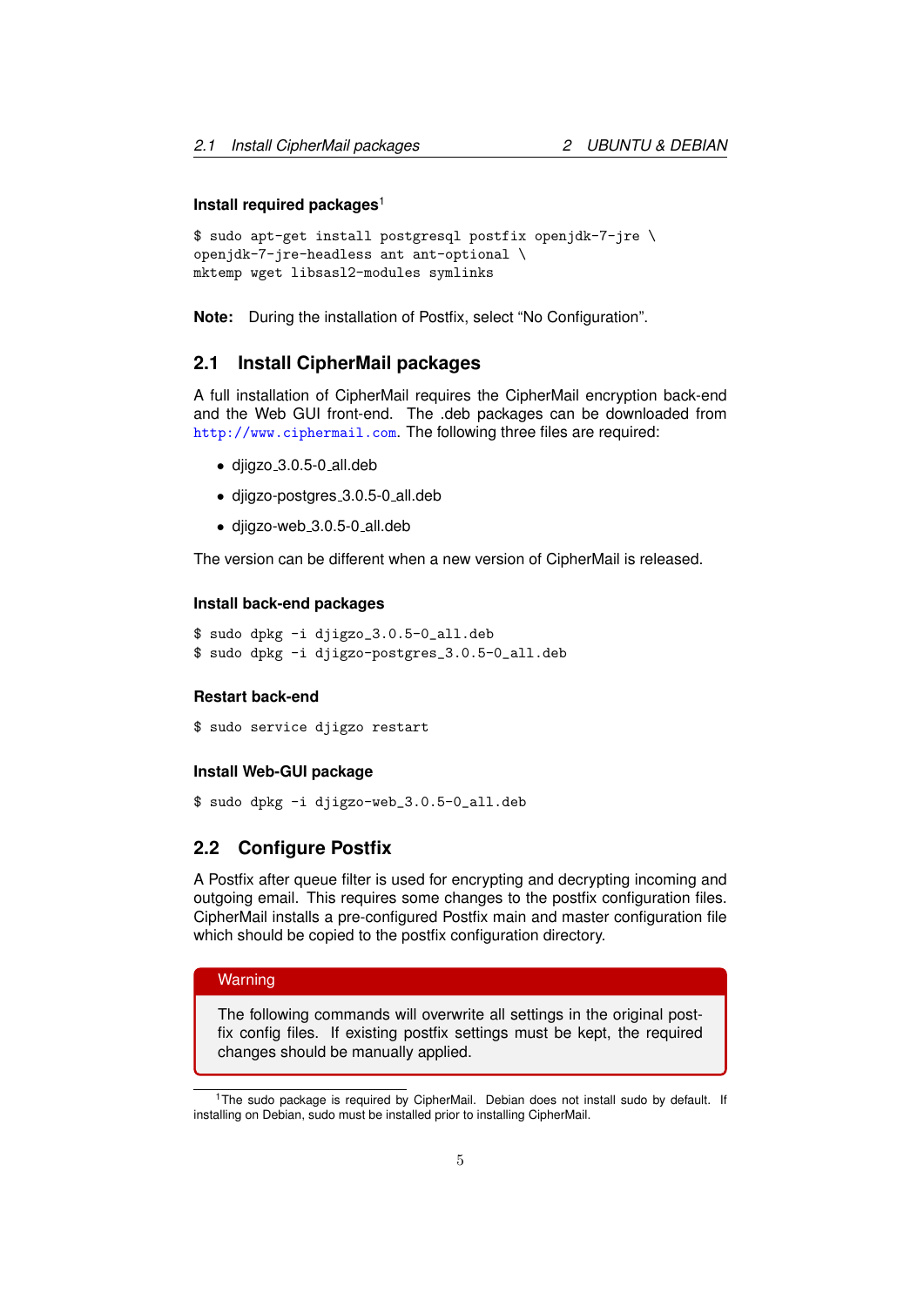#### Install required packages[1]

```
$ sudo apt-get install postgresql postfix openjdk-7-jre \
openjdk-7-jre-headless ant ant-optional \
mktemp wget libsasl2-modules symlinks
```

**Note:** During the installation of Postfix, select "No Configuration".

## 2.1 Install CipherMail packages

A full installation of CipherMail requires the CipherMail encryption back-end and the Web GUI front-end. The .deb packages can be downloaded from http://www.ciphermail.com. The following three files are required:

- djigzo_3.0.5-0_all.deb
- djigzo-postgres_3.0.5-0_all.deb
- djigzo-web_3.0.5-0_all.deb

The version can be different when a new version of CipherMail is released.

#### Install back-end packages

```
$ sudo dpkg -i djigzo_3.0.5-0_all.deb
$ sudo dpkg -i djigzo-postgres_3.0.5-0_all.deb
```

#### Restart back-end

```
$ sudo service djigzo restart
```

#### Install Web-GUI package

```
$ sudo dpkg -i djigzo-web_3.0.5-0_all.deb
```

## 2.2 Configure Postfix

A Postfix after queue filter is used for encrypting and decrypting incoming and outgoing email. This requires some changes to the postfix configuration files. CipherMail installs a pre-configured Postfix main and master configuration file which should be copied to the postfix configuration directory.

> **Warning**
>
> The following commands will overwrite all settings in the original postfix config files. If existing postfix settings must be kept, the required changes should be manually applied.

[1] The sudo package is required by CipherMail. Debian does not install sudo by default. If installing on Debian, sudo must be installed prior to installing CipherMail.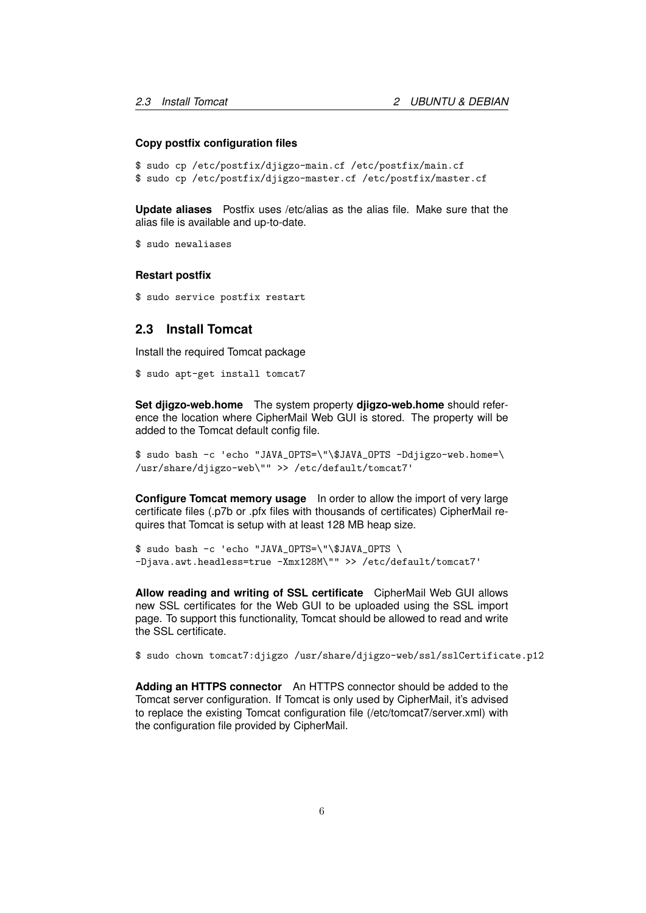#### Copy postfix configuration files

```
$ sudo cp /etc/postfix/djigzo-main.cf /etc/postfix/main.cf
$ sudo cp /etc/postfix/djigzo-master.cf /etc/postfix/master.cf
```

**Update aliases** Postfix uses /etc/alias as the alias file. Make sure that the alias file is available and up-to-date.

```
$ sudo newaliases
```

#### Restart postfix

```
$ sudo service postfix restart
```

## 2.3 Install Tomcat

Install the required Tomcat package

```
$ sudo apt-get install tomcat7
```

**Set djigzo-web.home** The system property **djigzo-web.home** should reference the location where CipherMail Web GUI is stored. The property will be added to the Tomcat default config file.

```
$ sudo bash -c 'echo "JAVA_OPTS=\"\$JAVA_OPTS -Ddjigzo-web.home=\
/usr/share/djigzo-web\"" >> /etc/default/tomcat7'
```

**Configure Tomcat memory usage** In order to allow the import of very large certificate files (.p7b or .pfx files with thousands of certificates) CipherMail requires that Tomcat is setup with at least 128 MB heap size.

```
$ sudo bash -c 'echo "JAVA_OPTS=\"\$JAVA_OPTS \
-Djava.awt.headless=true -Xmx128M\"" >> /etc/default/tomcat7'
```

**Allow reading and writing of SSL certificate** CipherMail Web GUI allows new SSL certificates for the Web GUI to be uploaded using the SSL import page. To support this functionality, Tomcat should be allowed to read and write the SSL certificate.

```
$ sudo chown tomcat7:djigzo /usr/share/djigzo-web/ssl/sslCertificate.p12
```

**Adding an HTTPS connector** An HTTPS connector should be added to the Tomcat server configuration. If Tomcat is only used by CipherMail, it's advised to replace the existing Tomcat configuration file (/etc/tomcat7/server.xml) with the configuration file provided by CipherMail.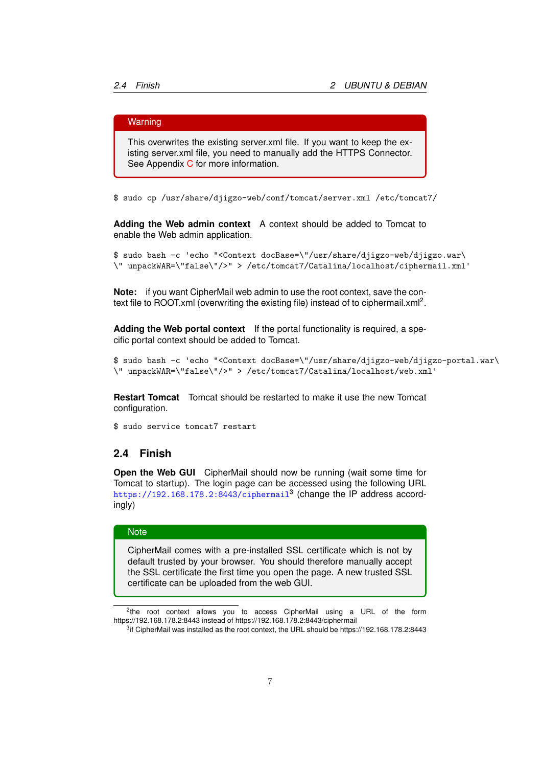> **Warning**
>
> This overwrites the existing server.xml file. If you want to keep the existing server.xml file, you need to manually add the HTTPS Connector. See Appendix C for more information.

```
$ sudo cp /usr/share/djigzo-web/conf/tomcat/server.xml /etc/tomcat7/
```

**Adding the Web admin context** A context should be added to Tomcat to enable the Web admin application.

```
$ sudo bash -c 'echo "<Context docBase=\"/usr/share/djigzo-web/djigzo.war\
\" unpackWAR=\"false\"/>" > /etc/tomcat7/Catalina/localhost/ciphermail.xml'
```

**Note:** if you want CipherMail web admin to use the root context, save the context file to ROOT.xml (overwriting the existing file) instead of to ciphermail.xml[2].

**Adding the Web portal context** If the portal functionality is required, a specific portal context should be added to Tomcat.

```
$ sudo bash -c 'echo "<Context docBase=\"/usr/share/djigzo-web/djigzo-portal.war\
\" unpackWAR=\"false\"/>" > /etc/tomcat7/Catalina/localhost/web.xml'
```

**Restart Tomcat** Tomcat should be restarted to make it use the new Tomcat configuration.

```
$ sudo service tomcat7 restart
```

## 2.4 Finish

**Open the Web GUI** CipherMail should now be running (wait some time for Tomcat to startup). The login page can be accessed using the following URL https://192.168.178.2:8443/ciphermail[3] (change the IP address accordingly)

> **Note**
>
> CipherMail comes with a pre-installed SSL certificate which is not by default trusted by your browser. You should therefore manually accept the SSL certificate the first time you open the page. A new trusted SSL certificate can be uploaded from the web GUI.

[2] the root context allows you to access CipherMail using a URL of the form https://192.168.178.2:8443 instead of https://192.168.178.2:8443/ciphermail

[3] if CipherMail was installed as the root context, the URL should be https://192.168.178.2:8443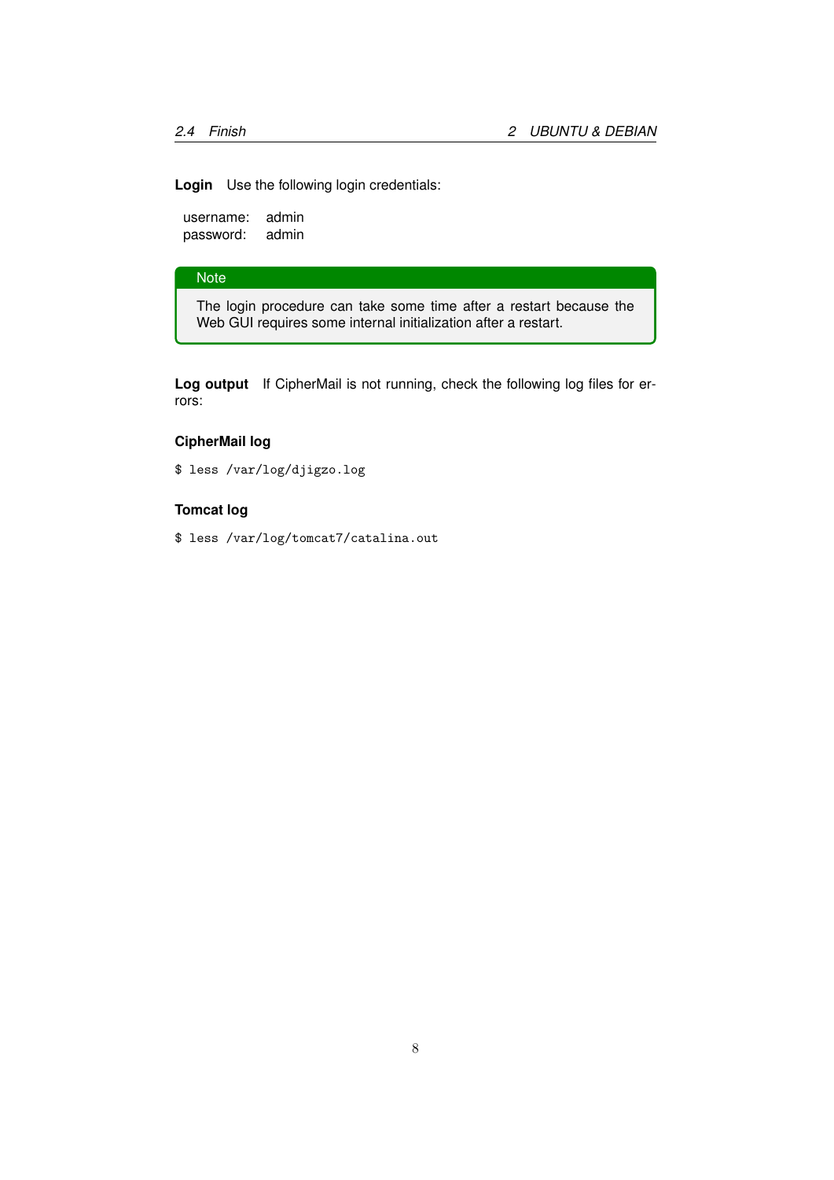**Login** Use the following login credentials:

username: admin
password: admin

> **Note**
>
> The login procedure can take some time after a restart because the Web GUI requires some internal initialization after a restart.

**Log output** If CipherMail is not running, check the following log files for errors:

### CipherMail log

```
$ less /var/log/djigzo.log
```

### Tomcat log

```
$ less /var/log/tomcat7/catalina.out
```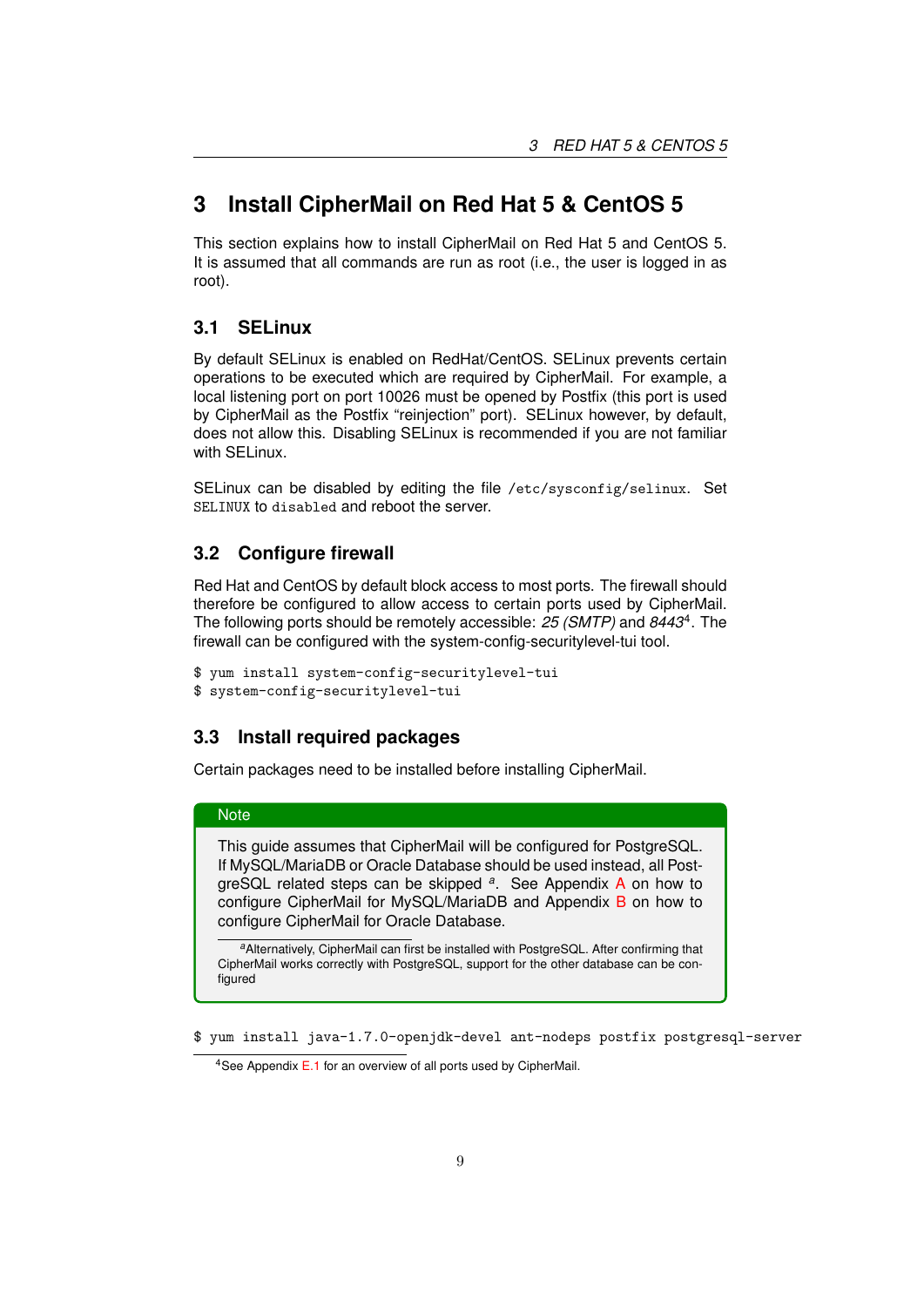# 3 Install CipherMail on Red Hat 5 & CentOS 5

This section explains how to install CipherMail on Red Hat 5 and CentOS 5. It is assumed that all commands are run as root (i.e., the user is logged in as root).

## 3.1 SELinux

By default SELinux is enabled on RedHat/CentOS. SELinux prevents certain operations to be executed which are required by CipherMail. For example, a local listening port on port 10026 must be opened by Postfix (this port is used by CipherMail as the Postfix "reinjection" port). SELinux however, by default, does not allow this. Disabling SELinux is recommended if you are not familiar with SELinux.

SELinux can be disabled by editing the file `/etc/sysconfig/selinux`. Set `SELINUX` to `disabled` and reboot the server.

## 3.2 Configure firewall

Red Hat and CentOS by default block access to most ports. The firewall should therefore be configured to allow access to certain ports used by CipherMail. The following ports should be remotely accessible: *25 (SMTP)* and *8443*[4]. The firewall can be configured with the system-config-securitylevel-tui tool.

```
$ yum install system-config-securitylevel-tui
$ system-config-securitylevel-tui
```

## 3.3 Install required packages

Certain packages need to be installed before installing CipherMail.

> **Note**
>
> This guide assumes that CipherMail will be configured for PostgreSQL. If MySQL/MariaDB or Oracle Database should be used instead, all PostgreSQL related steps can be skipped [a]. See Appendix A on how to configure CipherMail for MySQL/MariaDB and Appendix B on how to configure CipherMail for Oracle Database.
>
> [a] Alternatively, CipherMail can first be installed with PostgreSQL. After confirming that CipherMail works correctly with PostgreSQL, support for the other database can be configured

```
$ yum install java-1.7.0-openjdk-devel ant-nodeps postfix postgresql-server
```

[4] See Appendix E.1 for an overview of all ports used by CipherMail.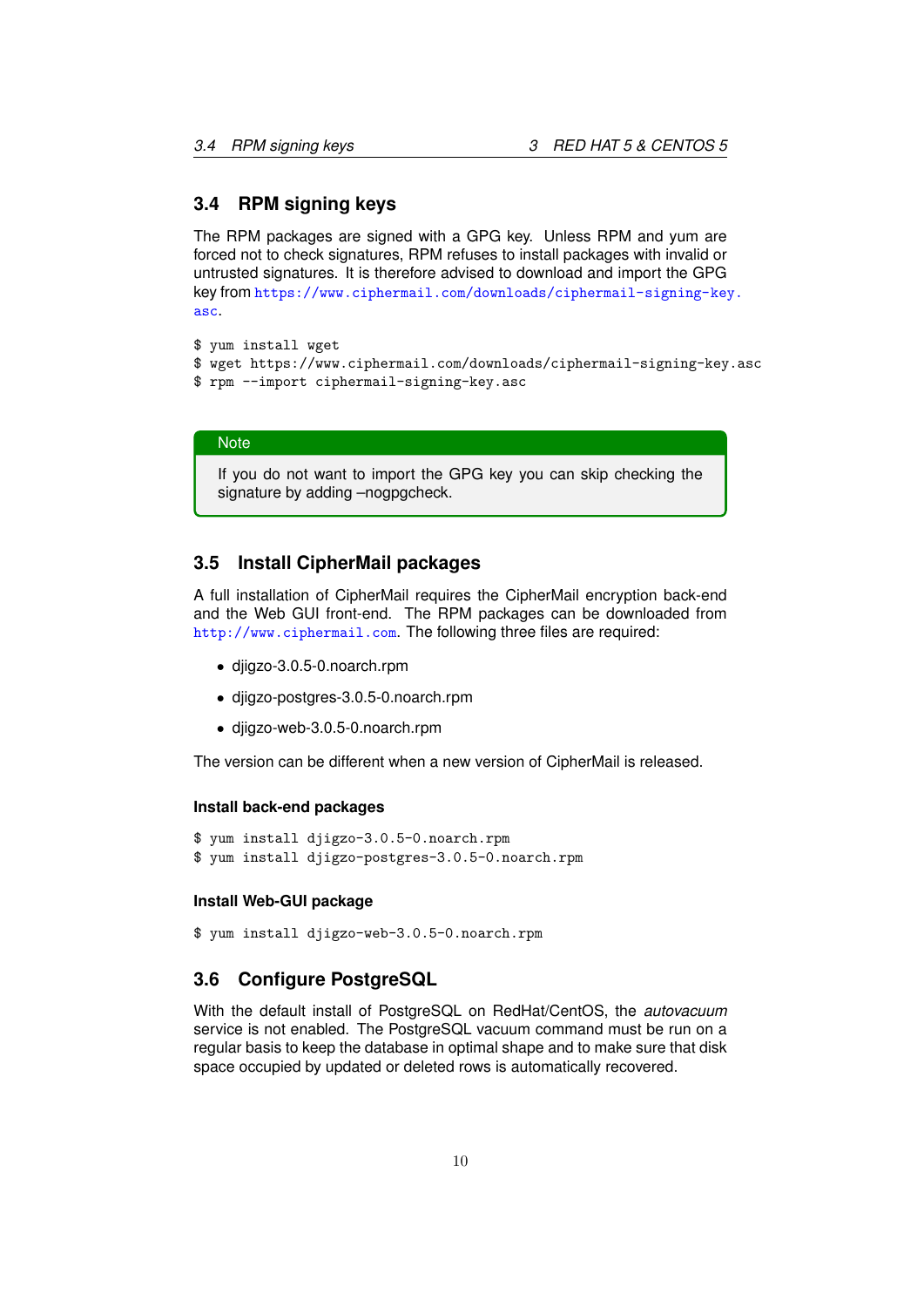## 3.4 RPM signing keys

The RPM packages are signed with a GPG key. Unless RPM and yum are forced not to check signatures, RPM refuses to install packages with invalid or untrusted signatures. It is therefore advised to download and import the GPG key from https://www.ciphermail.com/downloads/ciphermail-signing-key.asc.

```
$ yum install wget
$ wget https://www.ciphermail.com/downloads/ciphermail-signing-key.asc
$ rpm --import ciphermail-signing-key.asc
```

> **Note**
>
> If you do not want to import the GPG key you can skip checking the signature by adding –nogpgcheck.

## 3.5 Install CipherMail packages

A full installation of CipherMail requires the CipherMail encryption back-end and the Web GUI front-end. The RPM packages can be downloaded from http://www.ciphermail.com. The following three files are required:

- djigzo-3.0.5-0.noarch.rpm
- djigzo-postgres-3.0.5-0.noarch.rpm
- djigzo-web-3.0.5-0.noarch.rpm

The version can be different when a new version of CipherMail is released.

#### Install back-end packages

```
$ yum install djigzo-3.0.5-0.noarch.rpm
$ yum install djigzo-postgres-3.0.5-0.noarch.rpm
```

#### Install Web-GUI package

```
$ yum install djigzo-web-3.0.5-0.noarch.rpm
```

## 3.6 Configure PostgreSQL

With the default install of PostgreSQL on RedHat/CentOS, the *autovacuum* service is not enabled. The PostgreSQL vacuum command must be run on a regular basis to keep the database in optimal shape and to make sure that disk space occupied by updated or deleted rows is automatically recovered.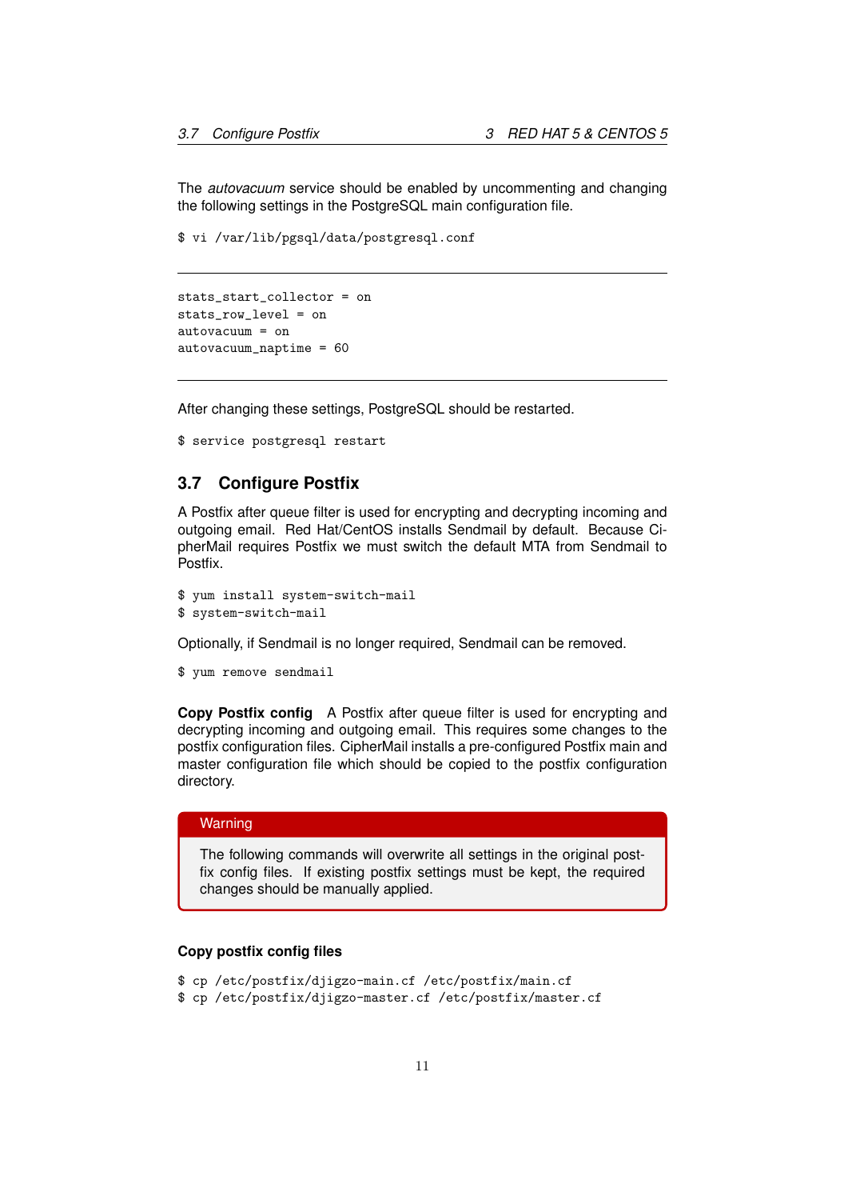The *autovacuum* service should be enabled by uncommenting and changing the following settings in the PostgreSQL main configuration file.

```
$ vi /var/lib/pgsql/data/postgresql.conf
```

---

```
stats_start_collector = on
stats_row_level = on
autovacuum = on
autovacuum_naptime = 60
```

---

After changing these settings, PostgreSQL should be restarted.

```
$ service postgresql restart
```

## 3.7 Configure Postfix

A Postfix after queue filter is used for encrypting and decrypting incoming and outgoing email. Red Hat/CentOS installs Sendmail by default. Because CipherMail requires Postfix we must switch the default MTA from Sendmail to Postfix.

```
$ yum install system-switch-mail
$ system-switch-mail
```

Optionally, if Sendmail is no longer required, Sendmail can be removed.

```
$ yum remove sendmail
```

**Copy Postfix config** A Postfix after queue filter is used for encrypting and decrypting incoming and outgoing email. This requires some changes to the postfix configuration files. CipherMail installs a pre-configured Postfix main and master configuration file which should be copied to the postfix configuration directory.

> **Warning**
>
> The following commands will overwrite all settings in the original postfix config files. If existing postfix settings must be kept, the required changes should be manually applied.

**Copy postfix config files**

```
$ cp /etc/postfix/djigzo-main.cf /etc/postfix/main.cf
$ cp /etc/postfix/djigzo-master.cf /etc/postfix/master.cf
```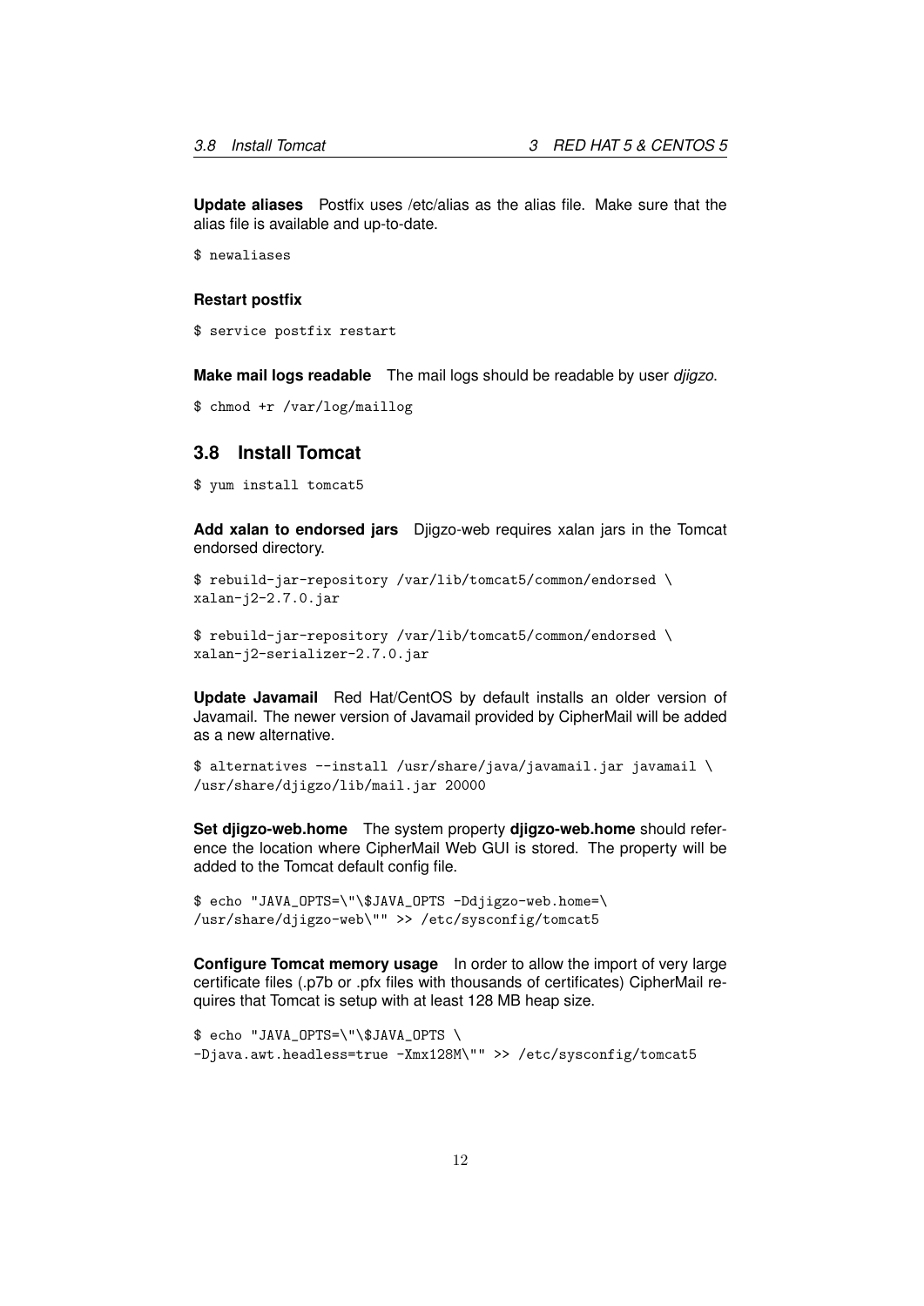**Update aliases** Postfix uses /etc/alias as the alias file. Make sure that the alias file is available and up-to-date.

```
$ newaliases
```

#### Restart postfix

```
$ service postfix restart
```

**Make mail logs readable** The mail logs should be readable by user *djigzo*.

```
$ chmod +r /var/log/maillog
```

## 3.8 Install Tomcat

```
$ yum install tomcat5
```

**Add xalan to endorsed jars** Djigzo-web requires xalan jars in the Tomcat endorsed directory.

```
$ rebuild-jar-repository /var/lib/tomcat5/common/endorsed \
xalan-j2-2.7.0.jar
```

```
$ rebuild-jar-repository /var/lib/tomcat5/common/endorsed \
xalan-j2-serializer-2.7.0.jar
```

**Update Javamail** Red Hat/CentOS by default installs an older version of Javamail. The newer version of Javamail provided by CipherMail will be added as a new alternative.

```
$ alternatives --install /usr/share/java/javamail.jar javamail \
/usr/share/djigzo/lib/mail.jar 20000
```

**Set djigzo-web.home** The system property **djigzo-web.home** should reference the location where CipherMail Web GUI is stored. The property will be added to the Tomcat default config file.

```
$ echo "JAVA_OPTS=\"\$JAVA_OPTS -Ddjigzo-web.home=\
/usr/share/djigzo-web\"" >> /etc/sysconfig/tomcat5
```

**Configure Tomcat memory usage** In order to allow the import of very large certificate files (.p7b or .pfx files with thousands of certificates) CipherMail requires that Tomcat is setup with at least 128 MB heap size.

```
$ echo "JAVA_OPTS=\"\$JAVA_OPTS \
-Djava.awt.headless=true -Xmx128M\"" >> /etc/sysconfig/tomcat5
```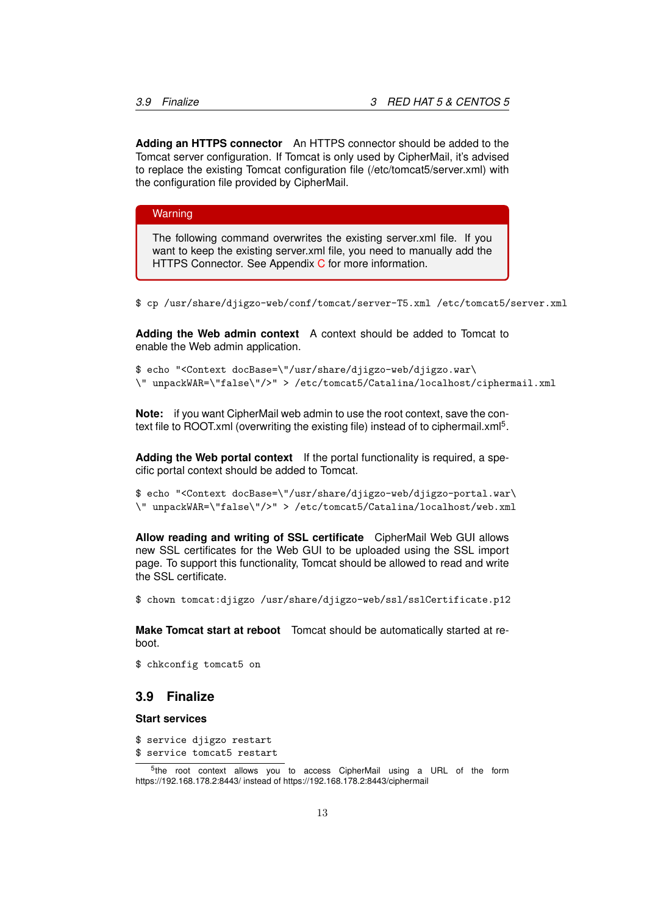**Adding an HTTPS connector** An HTTPS connector should be added to the Tomcat server configuration. If Tomcat is only used by CipherMail, it's advised to replace the existing Tomcat configuration file (/etc/tomcat5/server.xml) with the configuration file provided by CipherMail.

> **Warning**
>
> The following command overwrites the existing server.xml file. If you want to keep the existing server.xml file, you need to manually add the HTTPS Connector. See Appendix C for more information.

```
$ cp /usr/share/djigzo-web/conf/tomcat/server-T5.xml /etc/tomcat5/server.xml
```

**Adding the Web admin context** A context should be added to Tomcat to enable the Web admin application.

```
$ echo "<Context docBase=\"/usr/share/djigzo-web/djigzo.war\
\" unpackWAR=\"false\"/>" > /etc/tomcat5/Catalina/localhost/ciphermail.xml
```

**Note:** if you want CipherMail web admin to use the root context, save the context file to ROOT.xml (overwriting the existing file) instead of to ciphermail.xml[5].

**Adding the Web portal context** If the portal functionality is required, a specific portal context should be added to Tomcat.

```
$ echo "<Context docBase=\"/usr/share/djigzo-web/djigzo-portal.war\
\" unpackWAR=\"false\"/>" > /etc/tomcat5/Catalina/localhost/web.xml
```

**Allow reading and writing of SSL certificate** CipherMail Web GUI allows new SSL certificates for the Web GUI to be uploaded using the SSL import page. To support this functionality, Tomcat should be allowed to read and write the SSL certificate.

```
$ chown tomcat:djigzo /usr/share/djigzo-web/ssl/sslCertificate.p12
```

**Make Tomcat start at reboot** Tomcat should be automatically started at reboot.

```
$ chkconfig tomcat5 on
```

## 3.9 Finalize

### Start services

```
$ service djigzo restart
$ service tomcat5 restart
```

[5] the root context allows you to access CipherMail using a URL of the form https://192.168.178.2:8443/ instead of https://192.168.178.2:8443/ciphermail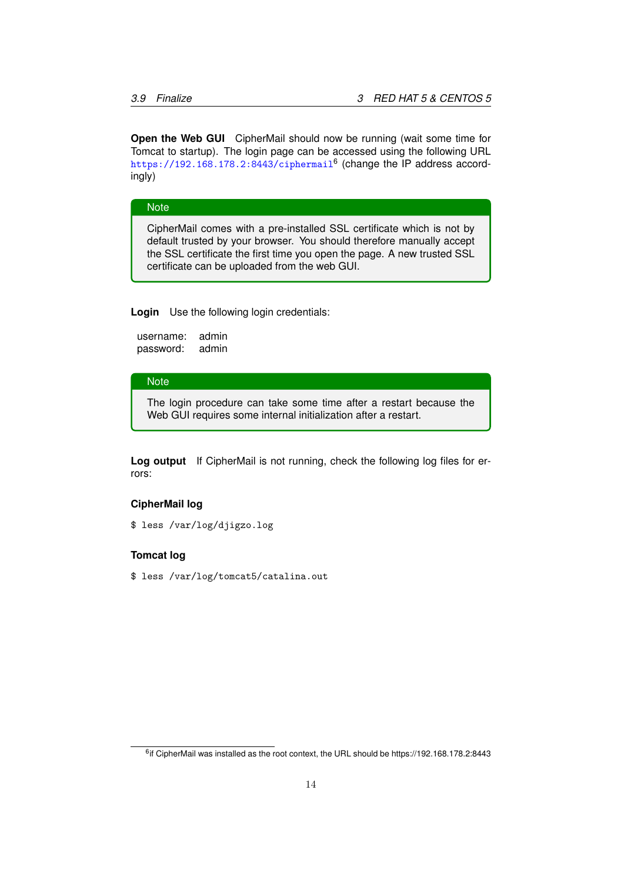**Open the Web GUI** CipherMail should now be running (wait some time for Tomcat to startup). The login page can be accessed using the following URL https://192.168.178.2:8443/ciphermail[6] (change the IP address accordingly)

> **Note**
>
> CipherMail comes with a pre-installed SSL certificate which is not by default trusted by your browser. You should therefore manually accept the SSL certificate the first time you open the page. A new trusted SSL certificate can be uploaded from the web GUI.

**Login** Use the following login credentials:

username: admin
password: admin

> **Note**
>
> The login procedure can take some time after a restart because the Web GUI requires some internal initialization after a restart.

**Log output** If CipherMail is not running, check the following log files for errors:

**CipherMail log**

```
$ less /var/log/djigzo.log
```

**Tomcat log**

```
$ less /var/log/tomcat5/catalina.out
```

[6] if CipherMail was installed as the root context, the URL should be https://192.168.178.2:8443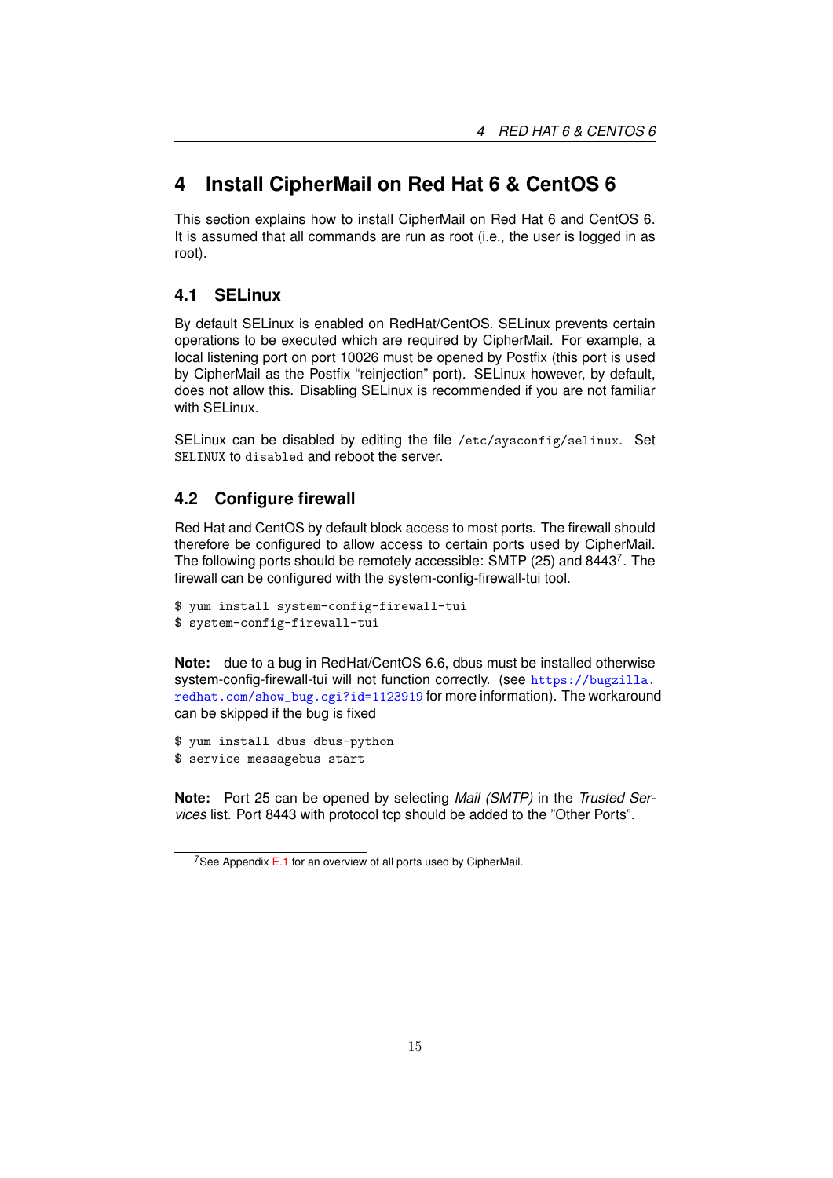# 4 Install CipherMail on Red Hat 6 & CentOS 6

This section explains how to install CipherMail on Red Hat 6 and CentOS 6. It is assumed that all commands are run as root (i.e., the user is logged in as root).

## 4.1 SELinux

By default SELinux is enabled on RedHat/CentOS. SELinux prevents certain operations to be executed which are required by CipherMail. For example, a local listening port on port 10026 must be opened by Postfix (this port is used by CipherMail as the Postfix "reinjection" port). SELinux however, by default, does not allow this. Disabling SELinux is recommended if you are not familiar with SELinux.

SELinux can be disabled by editing the file `/etc/sysconfig/selinux`. Set `SELINUX` to `disabled` and reboot the server.

## 4.2 Configure firewall

Red Hat and CentOS by default block access to most ports. The firewall should therefore be configured to allow access to certain ports used by CipherMail. The following ports should be remotely accessible: SMTP (25) and 8443[7]. The firewall can be configured with the system-config-firewall-tui tool.

```
$ yum install system-config-firewall-tui
$ system-config-firewall-tui
```

**Note:** due to a bug in RedHat/CentOS 6.6, dbus must be installed otherwise system-config-firewall-tui will not function correctly. (see https://bugzilla.redhat.com/show_bug.cgi?id=1123919 for more information). The workaround can be skipped if the bug is fixed

```
$ yum install dbus dbus-python
$ service messagebus start
```

**Note:** Port 25 can be opened by selecting *Mail (SMTP)* in the *Trusted Services* list. Port 8443 with protocol tcp should be added to the "Other Ports".

[7] See Appendix E.1 for an overview of all ports used by CipherMail.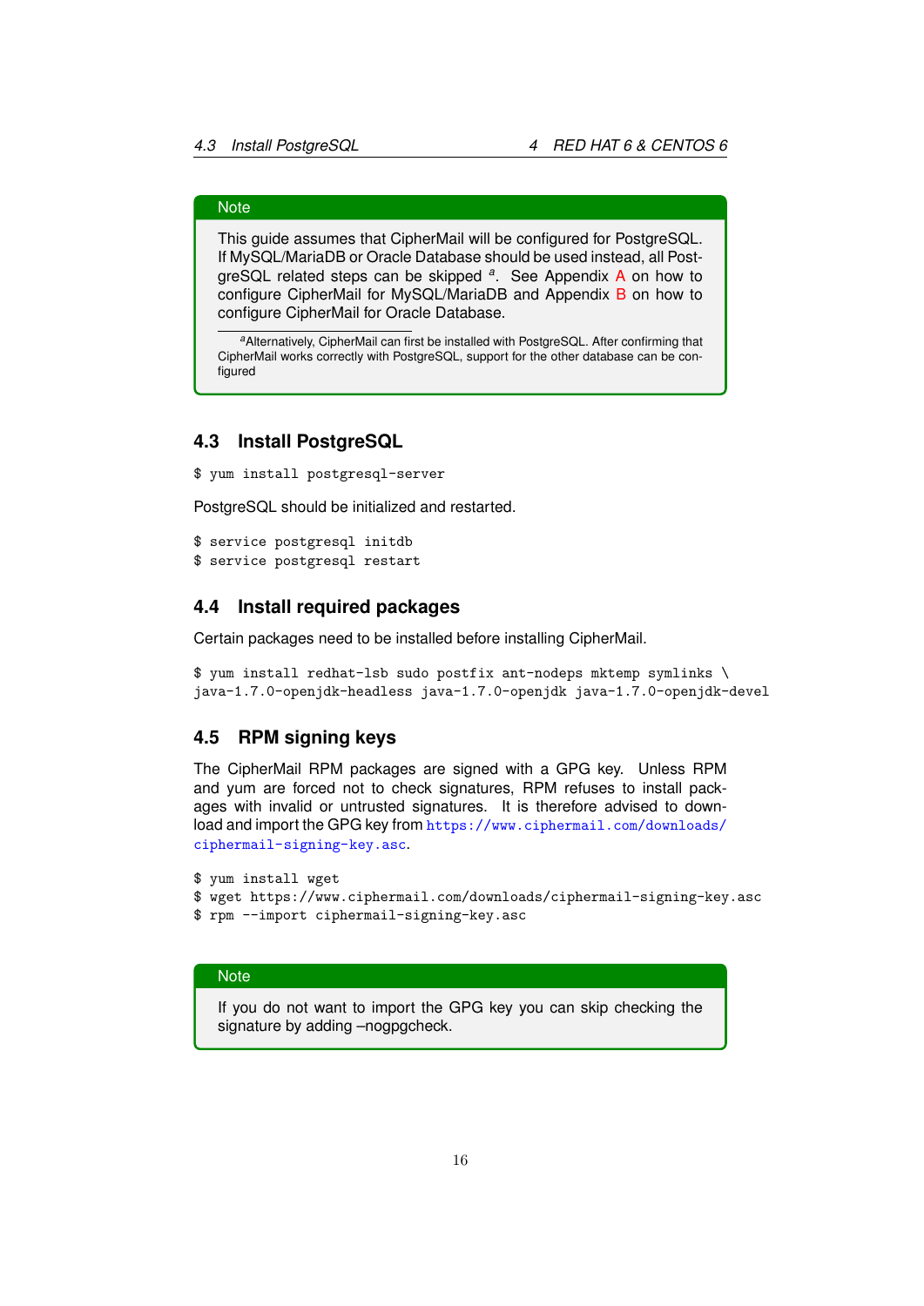> **Note**
>
> This guide assumes that CipherMail will be configured for PostgreSQL. If MySQL/MariaDB or Oracle Database should be used instead, all PostgreSQL related steps can be skipped [a]. See Appendix A on how to configure CipherMail for MySQL/MariaDB and Appendix B on how to configure CipherMail for Oracle Database.
>
> [a] Alternatively, CipherMail can first be installed with PostgreSQL. After confirming that CipherMail works correctly with PostgreSQL, support for the other database can be configured

## 4.3 Install PostgreSQL

```
$ yum install postgresql-server
```

PostgreSQL should be initialized and restarted.

```
$ service postgresql initdb
$ service postgresql restart
```

## 4.4 Install required packages

Certain packages need to be installed before installing CipherMail.

```
$ yum install redhat-lsb sudo postfix ant-nodeps mktemp symlinks \
java-1.7.0-openjdk-headless java-1.7.0-openjdk java-1.7.0-openjdk-devel
```

## 4.5 RPM signing keys

The CipherMail RPM packages are signed with a GPG key. Unless RPM and yum are forced not to check signatures, RPM refuses to install packages with invalid or untrusted signatures. It is therefore advised to download and import the GPG key from https://www.ciphermail.com/downloads/ciphermail-signing-key.asc.

```
$ yum install wget
$ wget https://www.ciphermail.com/downloads/ciphermail-signing-key.asc
$ rpm --import ciphermail-signing-key.asc
```

> **Note**
>
> If you do not want to import the GPG key you can skip checking the signature by adding –nogpgcheck.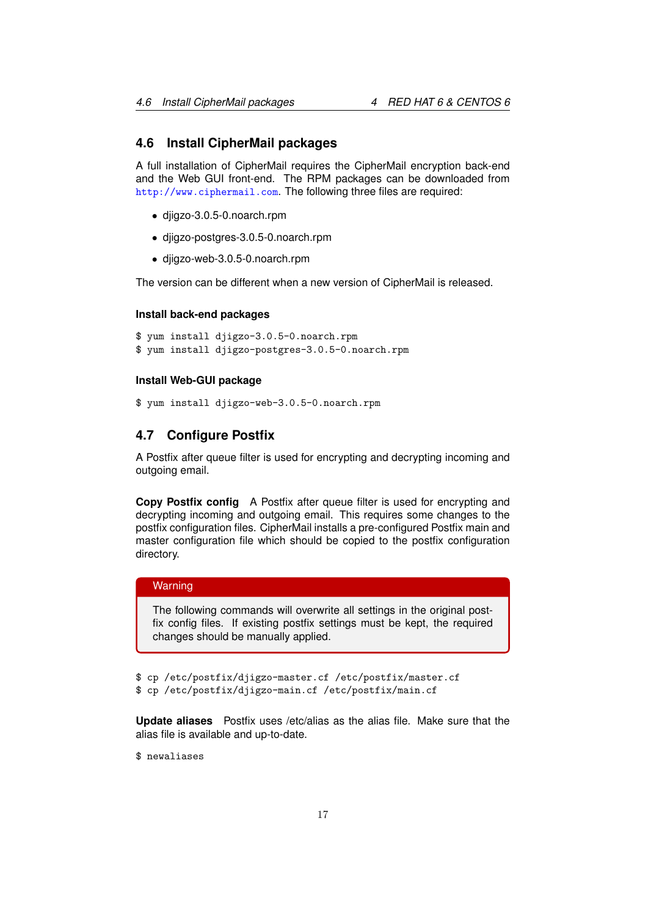## 4.6 Install CipherMail packages

A full installation of CipherMail requires the CipherMail encryption back-end and the Web GUI front-end. The RPM packages can be downloaded from http://www.ciphermail.com. The following three files are required:

- djigzo-3.0.5-0.noarch.rpm
- djigzo-postgres-3.0.5-0.noarch.rpm
- djigzo-web-3.0.5-0.noarch.rpm

The version can be different when a new version of CipherMail is released.

#### Install back-end packages

```
$ yum install djigzo-3.0.5-0.noarch.rpm
$ yum install djigzo-postgres-3.0.5-0.noarch.rpm
```

#### Install Web-GUI package

```
$ yum install djigzo-web-3.0.5-0.noarch.rpm
```

## 4.7 Configure Postfix

A Postfix after queue filter is used for encrypting and decrypting incoming and outgoing email.

**Copy Postfix config** A Postfix after queue filter is used for encrypting and decrypting incoming and outgoing email. This requires some changes to the postfix configuration files. CipherMail installs a pre-configured Postfix main and master configuration file which should be copied to the postfix configuration directory.

> **Warning**
>
> The following commands will overwrite all settings in the original postfix config files. If existing postfix settings must be kept, the required changes should be manually applied.

```
$ cp /etc/postfix/djigzo-master.cf /etc/postfix/master.cf
$ cp /etc/postfix/djigzo-main.cf /etc/postfix/main.cf
```

**Update aliases** Postfix uses /etc/alias as the alias file. Make sure that the alias file is available and up-to-date.

```
$ newaliases
```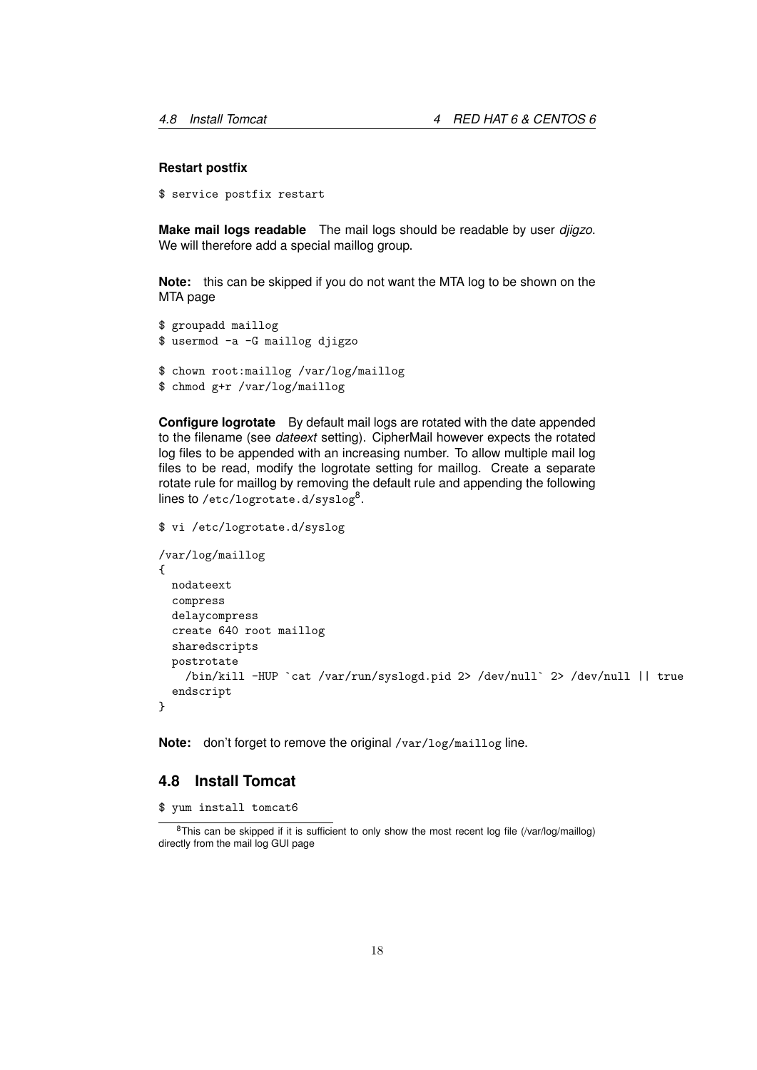**Restart postfix**

```
$ service postfix restart
```

**Make mail logs readable** The mail logs should be readable by user *djigzo*. We will therefore add a special maillog group.

**Note:** this can be skipped if you do not want the MTA log to be shown on the MTA page

```
$ groupadd maillog
$ usermod -a -G maillog djigzo

$ chown root:maillog /var/log/maillog
$ chmod g+r /var/log/maillog
```

**Configure logrotate** By default mail logs are rotated with the date appended to the filename (see *dateext* setting). CipherMail however expects the rotated log files to be appended with an increasing number. To allow multiple mail log files to be read, modify the logrotate setting for maillog. Create a separate rotate rule for maillog by removing the default rule and appending the following lines to `/etc/logrotate.d/syslog`[8].

```
$ vi /etc/logrotate.d/syslog

/var/log/maillog
{
  nodateext
  compress
  delaycompress
  create 640 root maillog
  sharedscripts
  postrotate
    /bin/kill -HUP `cat /var/run/syslogd.pid 2> /dev/null` 2> /dev/null || true
  endscript
}
```

**Note:** don't forget to remove the original `/var/log/maillog` line.

## 4.8 Install Tomcat

```
$ yum install tomcat6
```

[8] This can be skipped if it is sufficient to only show the most recent log file (/var/log/maillog) directly from the mail log GUI page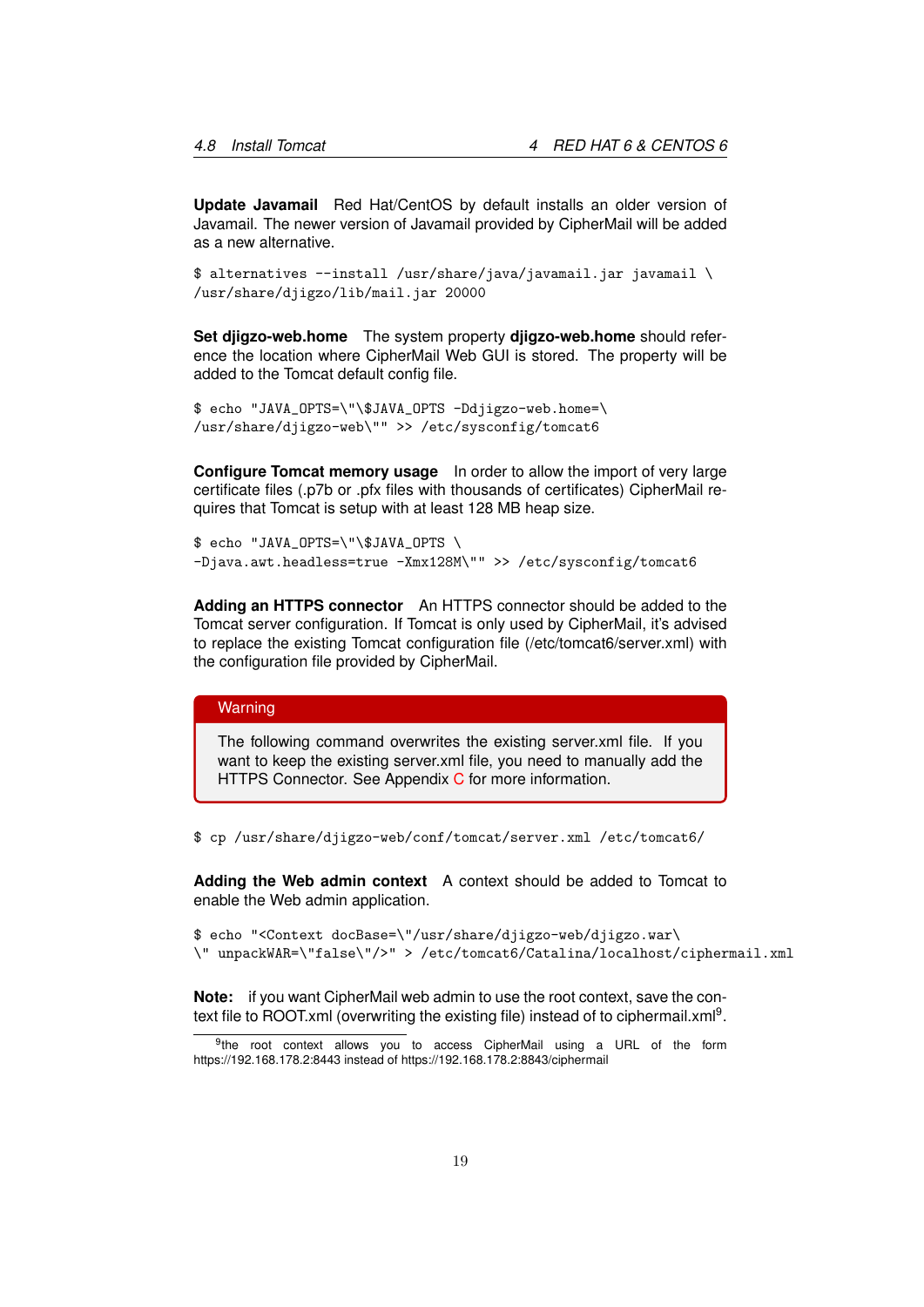**Update Javamail** Red Hat/CentOS by default installs an older version of Javamail. The newer version of Javamail provided by CipherMail will be added as a new alternative.

```
$ alternatives --install /usr/share/java/javamail.jar javamail \
/usr/share/djigzo/lib/mail.jar 20000
```

**Set djigzo-web.home** The system property **djigzo-web.home** should reference the location where CipherMail Web GUI is stored. The property will be added to the Tomcat default config file.

```
$ echo "JAVA_OPTS=\"\$JAVA_OPTS -Ddjigzo-web.home=\
/usr/share/djigzo-web\"" >> /etc/sysconfig/tomcat6
```

**Configure Tomcat memory usage** In order to allow the import of very large certificate files (.p7b or .pfx files with thousands of certificates) CipherMail requires that Tomcat is setup with at least 128 MB heap size.

```
$ echo "JAVA_OPTS=\"\$JAVA_OPTS \
-Djava.awt.headless=true -Xmx128M\"" >> /etc/sysconfig/tomcat6
```

**Adding an HTTPS connector** An HTTPS connector should be added to the Tomcat server configuration. If Tomcat is only used by CipherMail, it's advised to replace the existing Tomcat configuration file (/etc/tomcat6/server.xml) with the configuration file provided by CipherMail.

> **Warning**
>
> The following command overwrites the existing server.xml file. If you want to keep the existing server.xml file, you need to manually add the HTTPS Connector. See Appendix C for more information.

```
$ cp /usr/share/djigzo-web/conf/tomcat/server.xml /etc/tomcat6/
```

**Adding the Web admin context** A context should be added to Tomcat to enable the Web admin application.

```
$ echo "<Context docBase=\"/usr/share/djigzo-web/djigzo.war\
\" unpackWAR=\"false\"/>" > /etc/tomcat6/Catalina/localhost/ciphermail.xml
```

**Note:** if you want CipherMail web admin to use the root context, save the context file to ROOT.xml (overwriting the existing file) instead of to ciphermail.xml[9].

[9] the root context allows you to access CipherMail using a URL of the form https://192.168.178.2:8443 instead of https://192.168.178.2:8843/ciphermail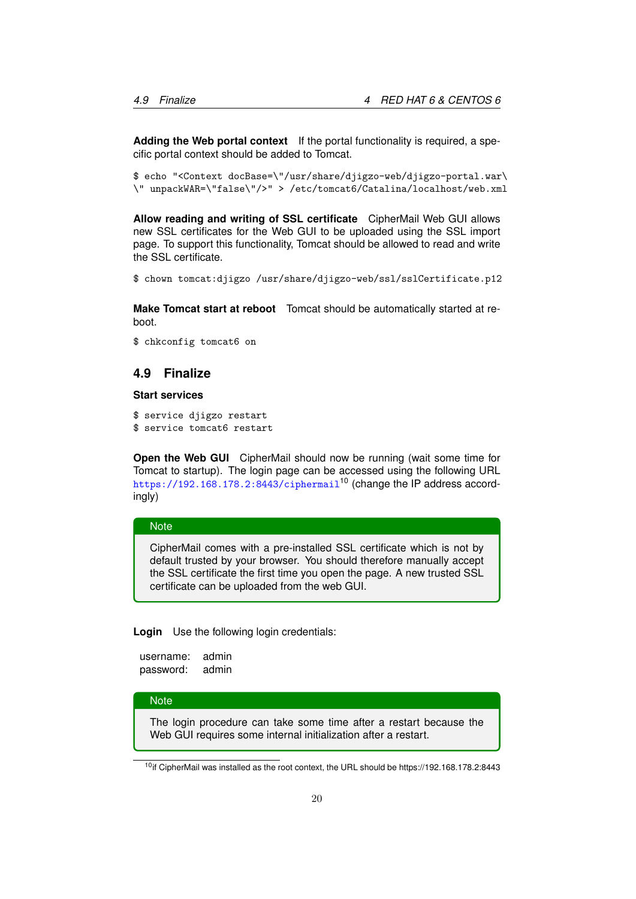**Adding the Web portal context** If the portal functionality is required, a specific portal context should be added to Tomcat.

```
$ echo "<Context docBase=\"/usr/share/djigzo-web/djigzo-portal.war\
\" unpackWAR=\"false\"/>" > /etc/tomcat6/Catalina/localhost/web.xml
```

**Allow reading and writing of SSL certificate** CipherMail Web GUI allows new SSL certificates for the Web GUI to be uploaded using the SSL import page. To support this functionality, Tomcat should be allowed to read and write the SSL certificate.

```
$ chown tomcat:djigzo /usr/share/djigzo-web/ssl/sslCertificate.p12
```

**Make Tomcat start at reboot** Tomcat should be automatically started at reboot.

```
$ chkconfig tomcat6 on
```

## 4.9 Finalize

### Start services

```
$ service djigzo restart
$ service tomcat6 restart
```

**Open the Web GUI** CipherMail should now be running (wait some time for Tomcat to startup). The login page can be accessed using the following URL https://192.168.178.2:8443/ciphermail[10] (change the IP address accordingly)

> **Note**
>
> CipherMail comes with a pre-installed SSL certificate which is not by default trusted by your browser. You should therefore manually accept the SSL certificate the first time you open the page. A new trusted SSL certificate can be uploaded from the web GUI.

**Login** Use the following login credentials:

username: admin
password: admin

> **Note**
>
> The login procedure can take some time after a restart because the Web GUI requires some internal initialization after a restart.

[10] if CipherMail was installed as the root context, the URL should be https://192.168.178.2:8443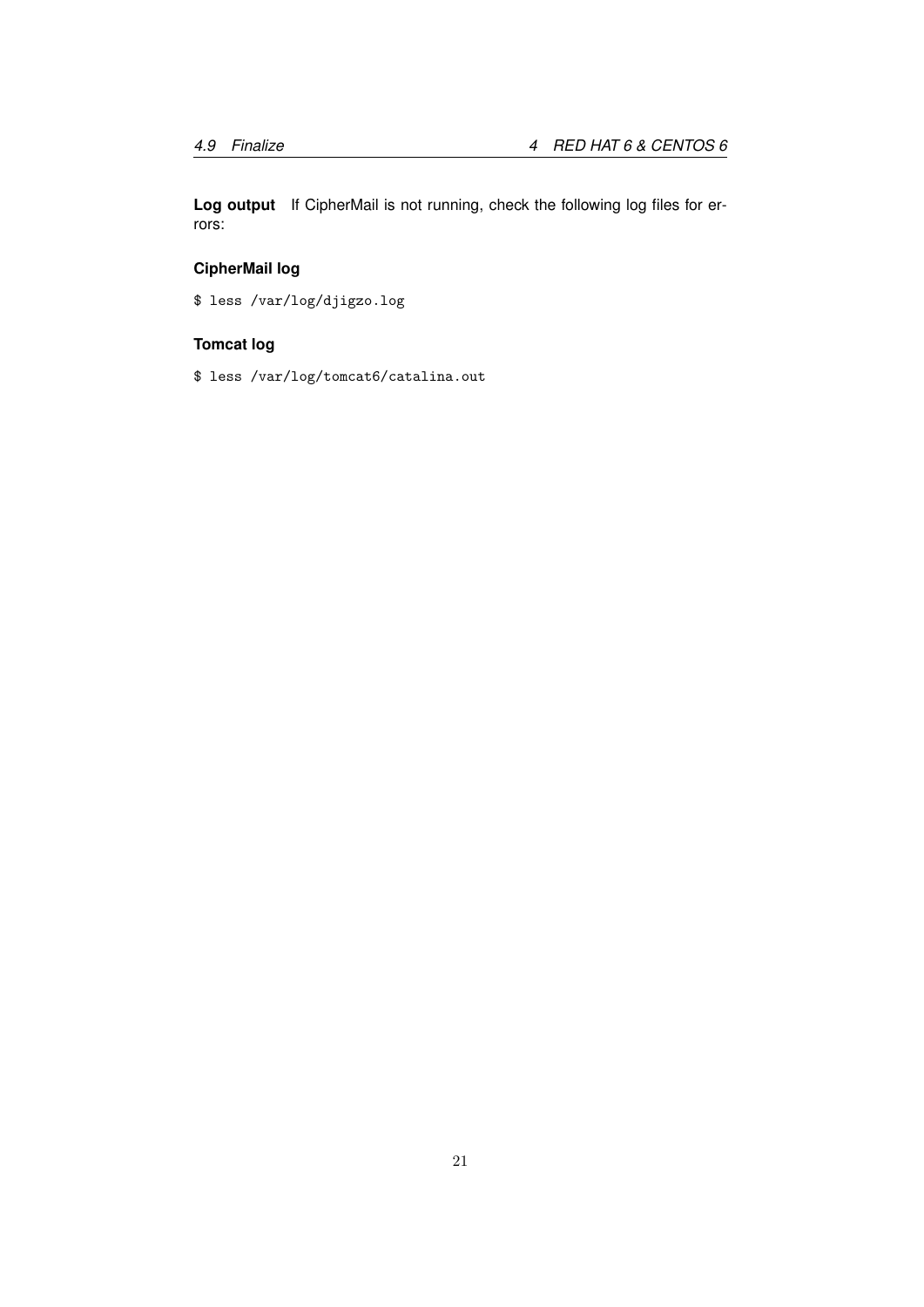**Log output** If CipherMail is not running, check the following log files for errors:

#### CipherMail log

```
$ less /var/log/djigzo.log
```

#### Tomcat log

```
$ less /var/log/tomcat6/catalina.out
```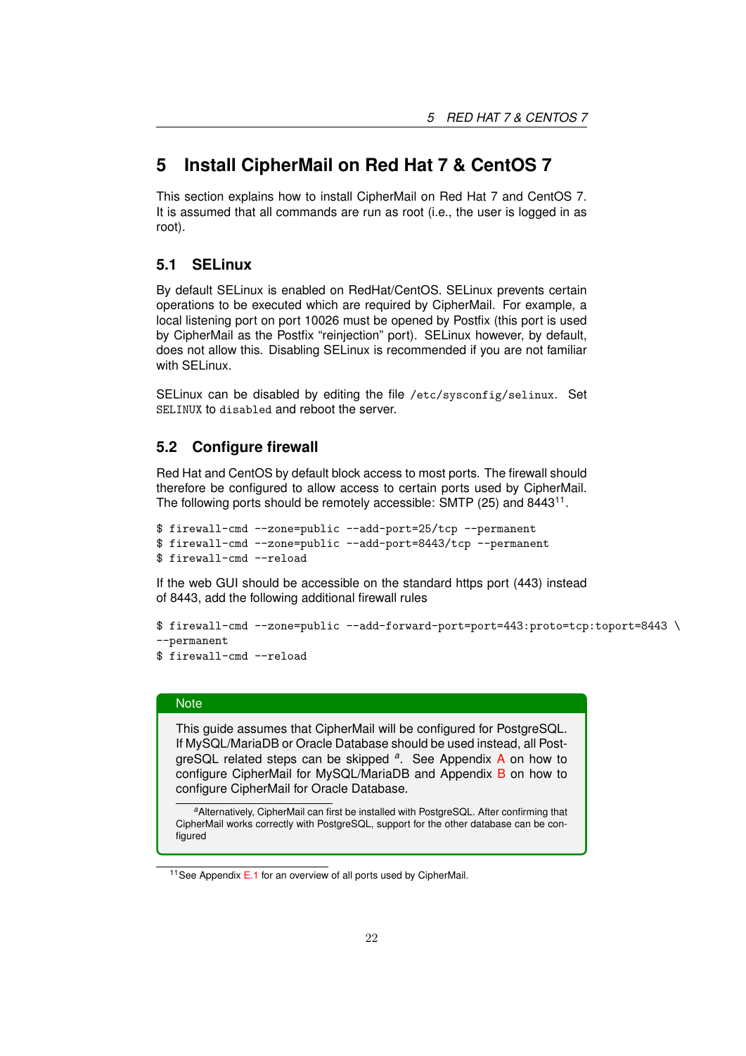# 5 Install CipherMail on Red Hat 7 & CentOS 7

This section explains how to install CipherMail on Red Hat 7 and CentOS 7. It is assumed that all commands are run as root (i.e., the user is logged in as root).

## 5.1 SELinux

By default SELinux is enabled on RedHat/CentOS. SELinux prevents certain operations to be executed which are required by CipherMail. For example, a local listening port on port 10026 must be opened by Postfix (this port is used by CipherMail as the Postfix "reinjection" port). SELinux however, by default, does not allow this. Disabling SELinux is recommended if you are not familiar with SELinux.

SELinux can be disabled by editing the file `/etc/sysconfig/selinux`. Set `SELINUX` to `disabled` and reboot the server.

## 5.2 Configure firewall

Red Hat and CentOS by default block access to most ports. The firewall should therefore be configured to allow access to certain ports used by CipherMail. The following ports should be remotely accessible: SMTP (25) and 8443[11].

```
$ firewall-cmd --zone=public --add-port=25/tcp --permanent
$ firewall-cmd --zone=public --add-port=8443/tcp --permanent
$ firewall-cmd --reload
```

If the web GUI should be accessible on the standard https port (443) instead of 8443, add the following additional firewall rules

```
$ firewall-cmd --zone=public --add-forward-port=port=443:proto=tcp:toport=8443 \
--permanent
$ firewall-cmd --reload
```

> **Note**
>
> This guide assumes that CipherMail will be configured for PostgreSQL. If MySQL/MariaDB or Oracle Database should be used instead, all PostgreSQL related steps can be skipped [a]. See Appendix A on how to configure CipherMail for MySQL/MariaDB and Appendix B on how to configure CipherMail for Oracle Database.
>
> [a] Alternatively, CipherMail can first be installed with PostgreSQL. After confirming that CipherMail works correctly with PostgreSQL, support for the other database can be configured

[11] See Appendix E.1 for an overview of all ports used by CipherMail.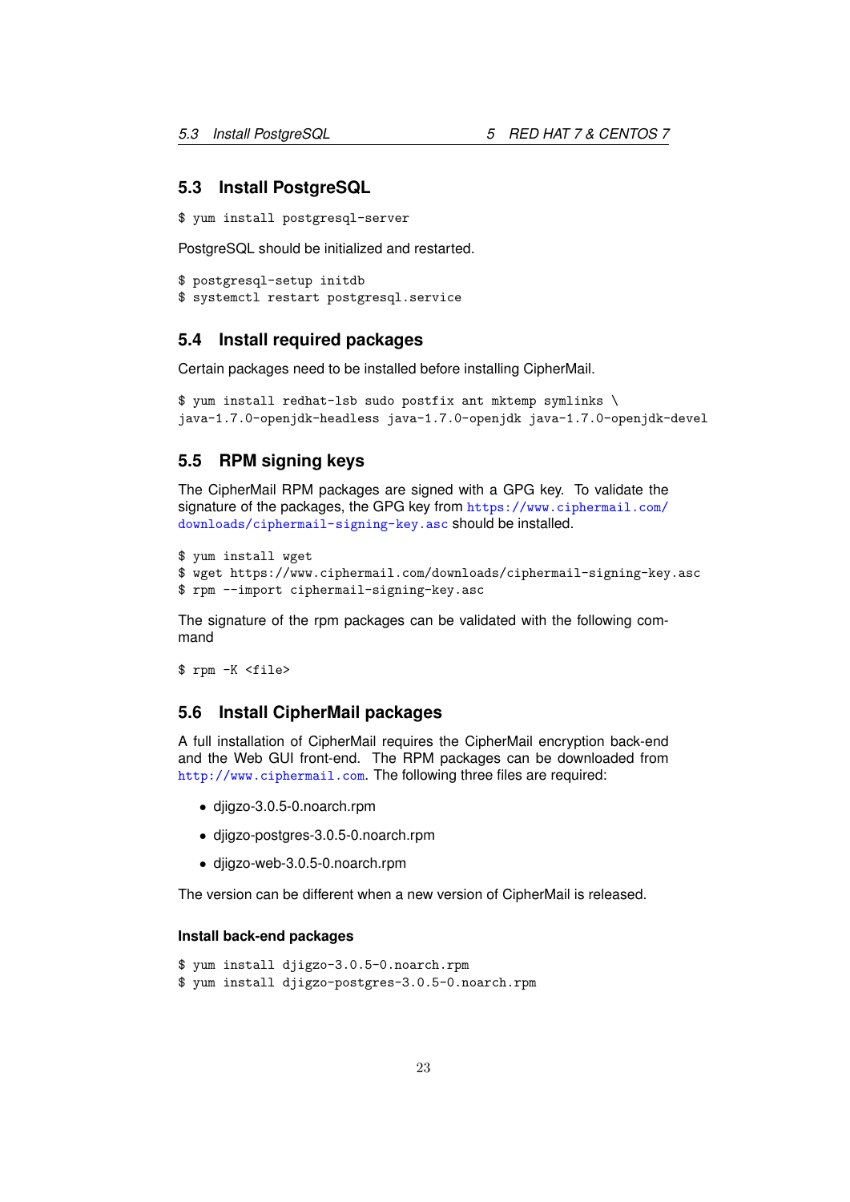## 5.3 Install PostgreSQL

```
$ yum install postgresql-server
```

PostgreSQL should be initialized and restarted.

```
$ postgresql-setup initdb
$ systemctl restart postgresql.service
```

## 5.4 Install required packages

Certain packages need to be installed before installing CipherMail.

```
$ yum install redhat-lsb sudo postfix ant mktemp symlinks \
java-1.7.0-openjdk-headless java-1.7.0-openjdk java-1.7.0-openjdk-devel
```

## 5.5 RPM signing keys

The CipherMail RPM packages are signed with a GPG key. To validate the signature of the packages, the GPG key from https://www.ciphermail.com/downloads/ciphermail-signing-key.asc should be installed.

```
$ yum install wget
$ wget https://www.ciphermail.com/downloads/ciphermail-signing-key.asc
$ rpm --import ciphermail-signing-key.asc
```

The signature of the rpm packages can be validated with the following command

```
$ rpm -K <file>
```

## 5.6 Install CipherMail packages

A full installation of CipherMail requires the CipherMail encryption back-end and the Web GUI front-end. The RPM packages can be downloaded from http://www.ciphermail.com. The following three files are required:

- djigzo-3.0.5-0.noarch.rpm
- djigzo-postgres-3.0.5-0.noarch.rpm
- djigzo-web-3.0.5-0.noarch.rpm

The version can be different when a new version of CipherMail is released.

#### Install back-end packages

```
$ yum install djigzo-3.0.5-0.noarch.rpm
$ yum install djigzo-postgres-3.0.5-0.noarch.rpm
```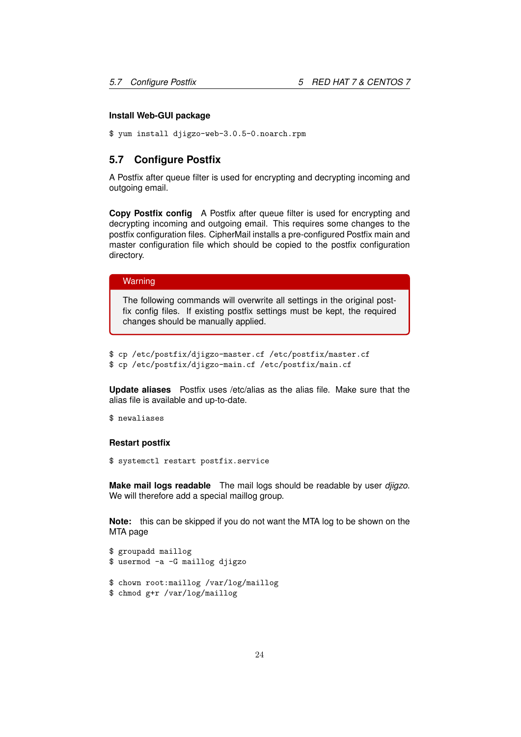#### Install Web-GUI package

```
$ yum install djigzo-web-3.0.5-0.noarch.rpm
```

## 5.7 Configure Postfix

A Postfix after queue filter is used for encrypting and decrypting incoming and outgoing email.

**Copy Postfix config** A Postfix after queue filter is used for encrypting and decrypting incoming and outgoing email. This requires some changes to the postfix configuration files. CipherMail installs a pre-configured Postfix main and master configuration file which should be copied to the postfix configuration directory.

> **Warning**
>
> The following commands will overwrite all settings in the original postfix config files. If existing postfix settings must be kept, the required changes should be manually applied.

```
$ cp /etc/postfix/djigzo-master.cf /etc/postfix/master.cf
$ cp /etc/postfix/djigzo-main.cf /etc/postfix/main.cf
```

**Update aliases** Postfix uses /etc/alias as the alias file. Make sure that the alias file is available and up-to-date.

```
$ newaliases
```

#### Restart postfix

```
$ systemctl restart postfix.service
```

**Make mail logs readable** The mail logs should be readable by user *djigzo*. We will therefore add a special maillog group.

**Note:** this can be skipped if you do not want the MTA log to be shown on the MTA page

```
$ groupadd maillog
$ usermod -a -G maillog djigzo

$ chown root:maillog /var/log/maillog
$ chmod g+r /var/log/maillog
```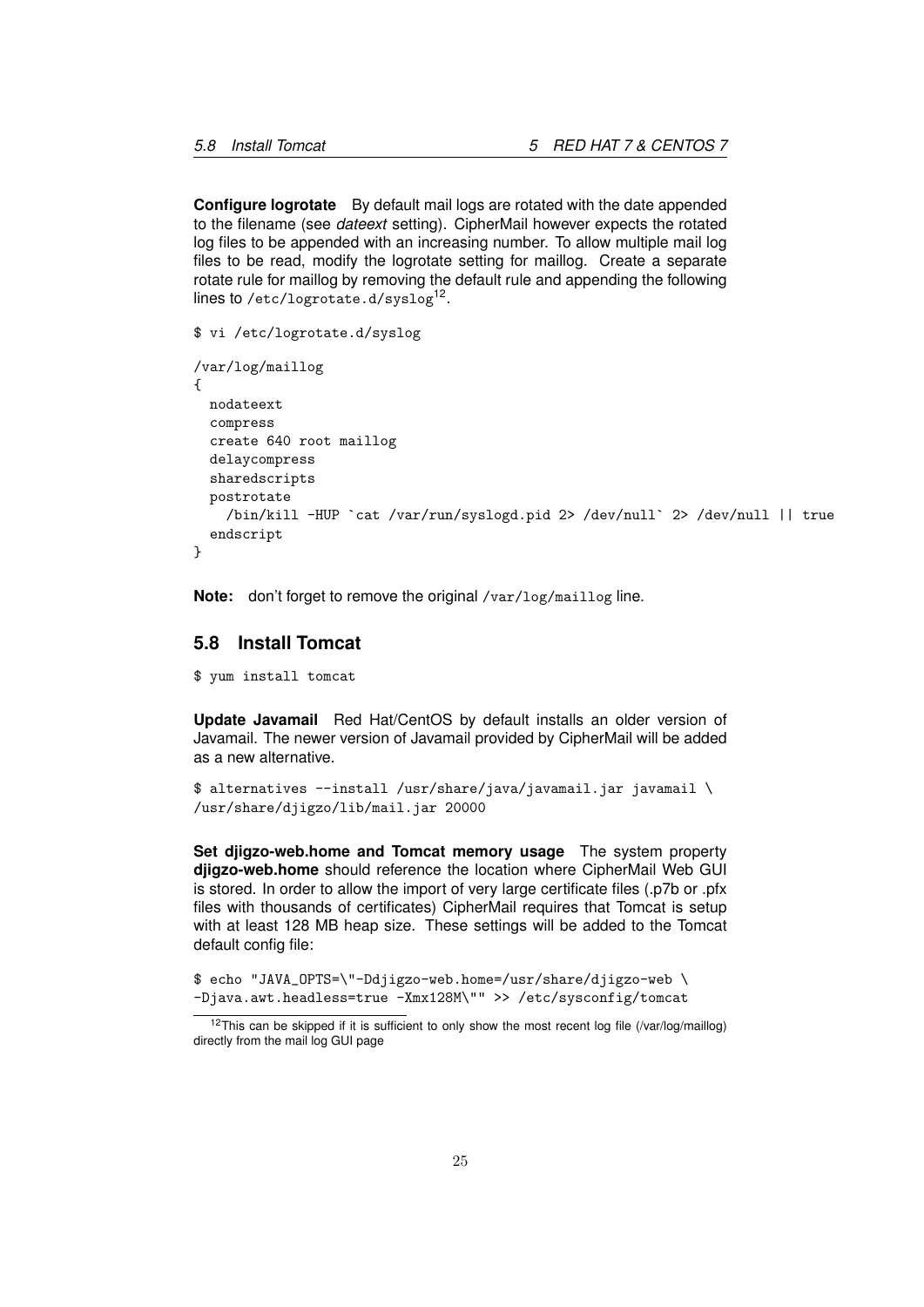**Configure logrotate** By default mail logs are rotated with the date appended to the filename (see *dateext* setting). CipherMail however expects the rotated log files to be appended with an increasing number. To allow multiple mail log files to be read, modify the logrotate setting for maillog. Create a separate rotate rule for maillog by removing the default rule and appending the following lines to `/etc/logrotate.d/syslog`[12].

```
$ vi /etc/logrotate.d/syslog

/var/log/maillog
{
  nodateext
  compress
  create 640 root maillog
  delaycompress
  sharedscripts
  postrotate
    /bin/kill -HUP `cat /var/run/syslogd.pid 2> /dev/null` 2> /dev/null || true
  endscript
}
```

**Note:** don't forget to remove the original `/var/log/maillog` line.

## 5.8 Install Tomcat

```
$ yum install tomcat
```

**Update Javamail** Red Hat/CentOS by default installs an older version of Javamail. The newer version of Javamail provided by CipherMail will be added as a new alternative.

```
$ alternatives --install /usr/share/java/javamail.jar javamail \
/usr/share/djigzo/lib/mail.jar 20000
```

**Set djigzo-web.home and Tomcat memory usage** The system property **djigzo-web.home** should reference the location where CipherMail Web GUI is stored. In order to allow the import of very large certificate files (.p7b or .pfx files with thousands of certificates) CipherMail requires that Tomcat is setup with at least 128 MB heap size. These settings will be added to the Tomcat default config file:

```
$ echo "JAVA_OPTS=\"-Ddjigzo-web.home=/usr/share/djigzo-web \
-Djava.awt.headless=true -Xmx128M\"" >> /etc/sysconfig/tomcat
```

[12] This can be skipped if it is sufficient to only show the most recent log file (/var/log/maillog) directly from the mail log GUI page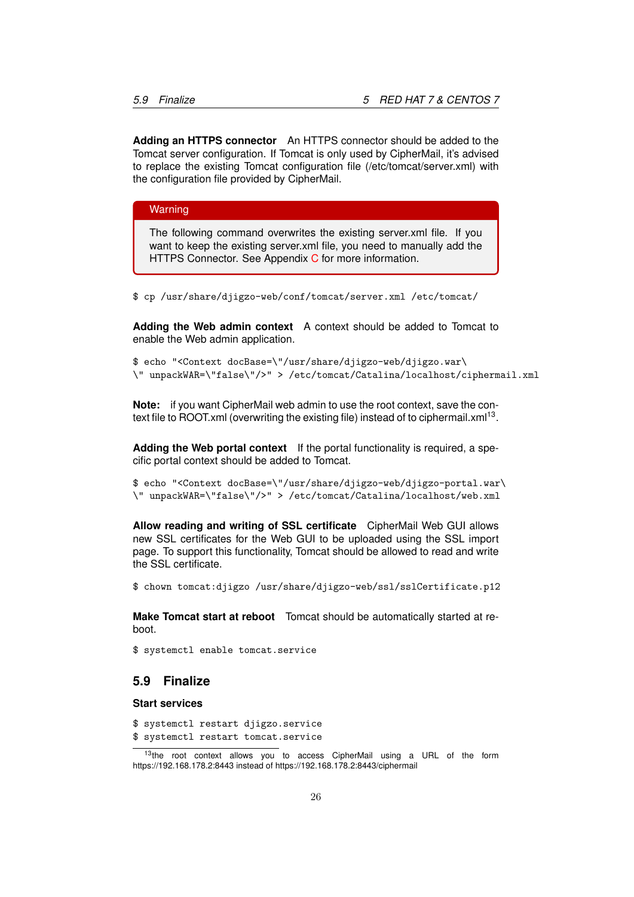**Adding an HTTPS connector** An HTTPS connector should be added to the Tomcat server configuration. If Tomcat is only used by CipherMail, it's advised to replace the existing Tomcat configuration file (/etc/tomcat/server.xml) with the configuration file provided by CipherMail.

> **Warning**
>
> The following command overwrites the existing server.xml file. If you want to keep the existing server.xml file, you need to manually add the HTTPS Connector. See Appendix C for more information.

```
$ cp /usr/share/djigzo-web/conf/tomcat/server.xml /etc/tomcat/
```

**Adding the Web admin context** A context should be added to Tomcat to enable the Web admin application.

```
$ echo "<Context docBase=\"/usr/share/djigzo-web/djigzo.war\
\" unpackWAR=\"false\"/>" > /etc/tomcat/Catalina/localhost/ciphermail.xml
```

**Note:** if you want CipherMail web admin to use the root context, save the context file to ROOT.xml (overwriting the existing file) instead of to ciphermail.xml[13].

**Adding the Web portal context** If the portal functionality is required, a specific portal context should be added to Tomcat.

```
$ echo "<Context docBase=\"/usr/share/djigzo-web/djigzo-portal.war\
\" unpackWAR=\"false\"/>" > /etc/tomcat/Catalina/localhost/web.xml
```

**Allow reading and writing of SSL certificate** CipherMail Web GUI allows new SSL certificates for the Web GUI to be uploaded using the SSL import page. To support this functionality, Tomcat should be allowed to read and write the SSL certificate.

```
$ chown tomcat:djigzo /usr/share/djigzo-web/ssl/sslCertificate.p12
```

**Make Tomcat start at reboot** Tomcat should be automatically started at reboot.

```
$ systemctl enable tomcat.service
```

## 5.9 Finalize

### Start services

```
$ systemctl restart djigzo.service
$ systemctl restart tomcat.service
```

[13] the root context allows you to access CipherMail using a URL of the form https://192.168.178.2:8443 instead of https://192.168.178.2:8443/ciphermail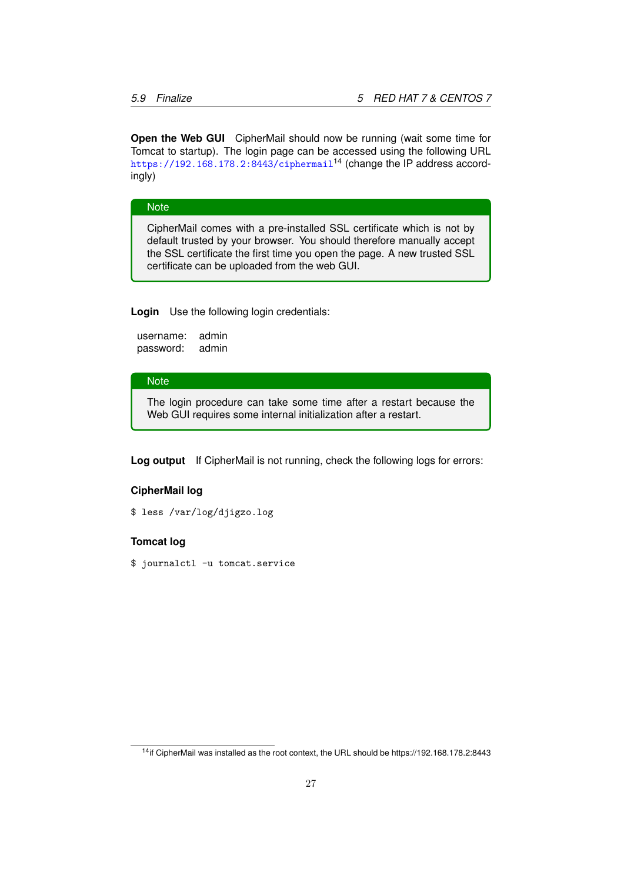**Open the Web GUI** CipherMail should now be running (wait some time for Tomcat to startup). The login page can be accessed using the following URL https://192.168.178.2:8443/ciphermail[14] (change the IP address accordingly)

> **Note**
>
> CipherMail comes with a pre-installed SSL certificate which is not by default trusted by your browser. You should therefore manually accept the SSL certificate the first time you open the page. A new trusted SSL certificate can be uploaded from the web GUI.

**Login** Use the following login credentials:

username: admin
password: admin

> **Note**
>
> The login procedure can take some time after a restart because the Web GUI requires some internal initialization after a restart.

**Log output** If CipherMail is not running, check the following logs for errors:

**CipherMail log**

```
$ less /var/log/djigzo.log
```

**Tomcat log**

```
$ journalctl -u tomcat.service
```

[14] if CipherMail was installed as the root context, the URL should be https://192.168.178.2:8443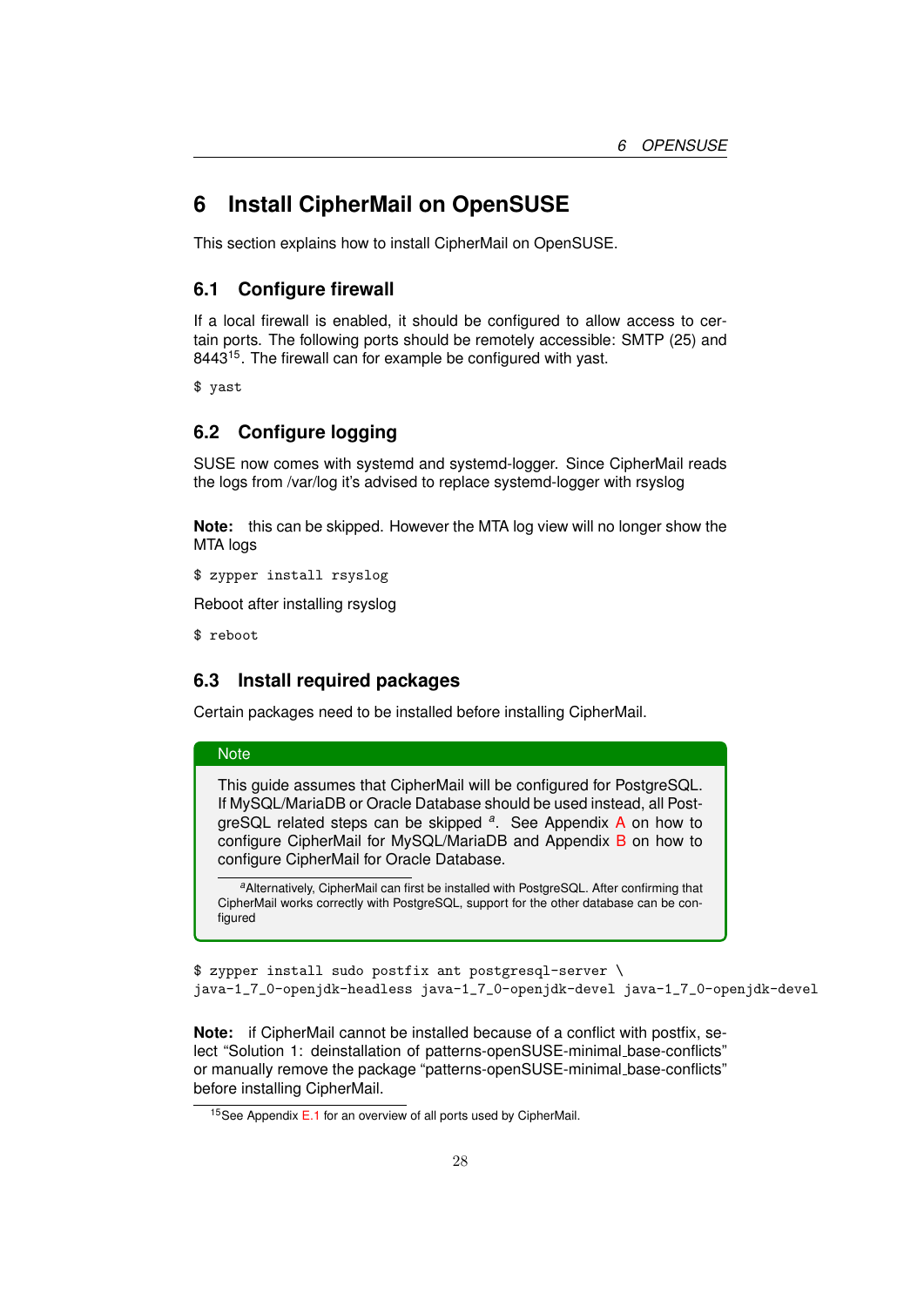# 6 Install CipherMail on OpenSUSE

This section explains how to install CipherMail on OpenSUSE.

## 6.1 Configure firewall

If a local firewall is enabled, it should be configured to allow access to certain ports. The following ports should be remotely accessible: SMTP (25) and 8443[15]. The firewall can for example be configured with yast.

```
$ yast
```

## 6.2 Configure logging

SUSE now comes with systemd and systemd-logger. Since CipherMail reads the logs from /var/log it's advised to replace systemd-logger with rsyslog

**Note:** this can be skipped. However the MTA log view will no longer show the MTA logs

```
$ zypper install rsyslog
```

Reboot after installing rsyslog

```
$ reboot
```

## 6.3 Install required packages

Certain packages need to be installed before installing CipherMail.

> **Note**
>
> This guide assumes that CipherMail will be configured for PostgreSQL. If MySQL/MariaDB or Oracle Database should be used instead, all PostgreSQL related steps can be skipped [a]. See Appendix A on how to configure CipherMail for MySQL/MariaDB and Appendix B on how to configure CipherMail for Oracle Database.
>
> [a] Alternatively, CipherMail can first be installed with PostgreSQL. After confirming that CipherMail works correctly with PostgreSQL, support for the other database can be configured

```
$ zypper install sudo postfix ant postgresql-server \
java-1_7_0-openjdk-headless java-1_7_0-openjdk-devel java-1_7_0-openjdk-devel
```

**Note:** if CipherMail cannot be installed because of a conflict with postfix, select "Solution 1: deinstallation of patterns-openSUSE-minimal_base-conflicts" or manually remove the package "patterns-openSUSE-minimal_base-conflicts" before installing CipherMail.

[15] See Appendix E.1 for an overview of all ports used by CipherMail.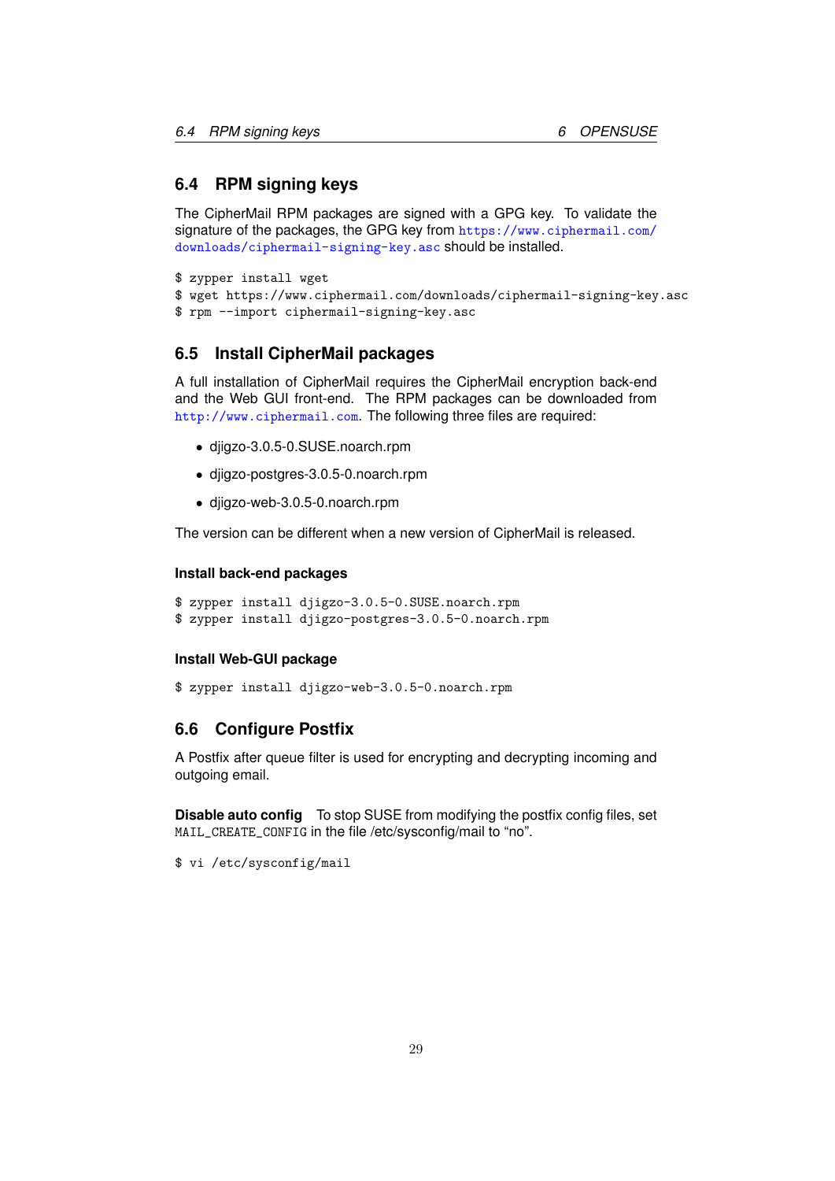## 6.4 RPM signing keys

The CipherMail RPM packages are signed with a GPG key. To validate the signature of the packages, the GPG key from https://www.ciphermail.com/downloads/ciphermail-signing-key.asc should be installed.

```
$ zypper install wget
$ wget https://www.ciphermail.com/downloads/ciphermail-signing-key.asc
$ rpm --import ciphermail-signing-key.asc
```

## 6.5 Install CipherMail packages

A full installation of CipherMail requires the CipherMail encryption back-end and the Web GUI front-end. The RPM packages can be downloaded from http://www.ciphermail.com. The following three files are required:

- djigzo-3.0.5-0.SUSE.noarch.rpm
- djigzo-postgres-3.0.5-0.noarch.rpm
- djigzo-web-3.0.5-0.noarch.rpm

The version can be different when a new version of CipherMail is released.

#### Install back-end packages

```
$ zypper install djigzo-3.0.5-0.SUSE.noarch.rpm
$ zypper install djigzo-postgres-3.0.5-0.noarch.rpm
```

#### Install Web-GUI package

```
$ zypper install djigzo-web-3.0.5-0.noarch.rpm
```

## 6.6 Configure Postfix

A Postfix after queue filter is used for encrypting and decrypting incoming and outgoing email.

**Disable auto config** To stop SUSE from modifying the postfix config files, set `MAIL_CREATE_CONFIG` in the file /etc/sysconfig/mail to "no".

```
$ vi /etc/sysconfig/mail
```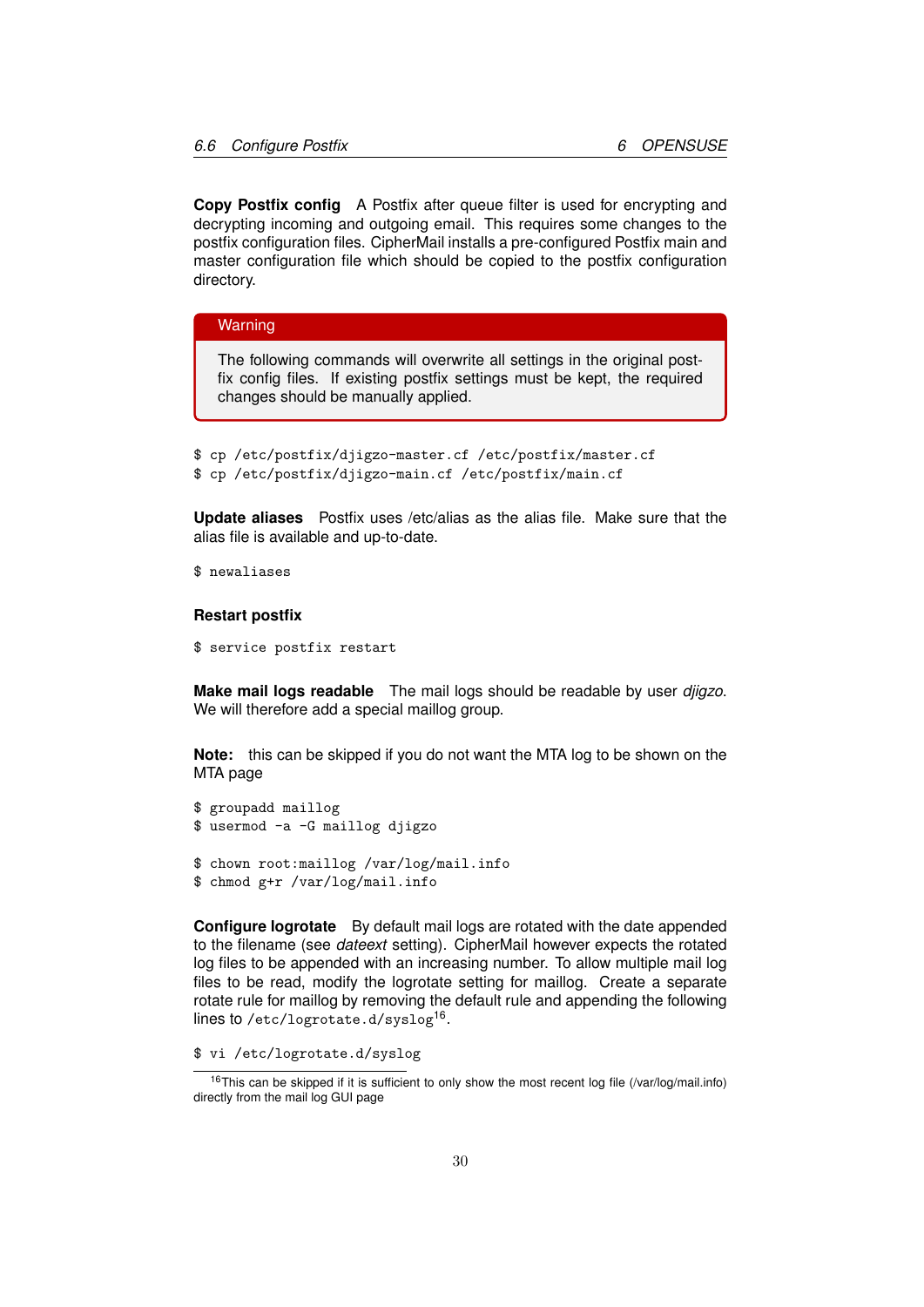**Copy Postfix config** A Postfix after queue filter is used for encrypting and decrypting incoming and outgoing email. This requires some changes to the postfix configuration files. CipherMail installs a pre-configured Postfix main and master configuration file which should be copied to the postfix configuration directory.

> **Warning**
>
> The following commands will overwrite all settings in the original postfix config files. If existing postfix settings must be kept, the required changes should be manually applied.

```
$ cp /etc/postfix/djigzo-master.cf /etc/postfix/master.cf
$ cp /etc/postfix/djigzo-main.cf /etc/postfix/main.cf
```

**Update aliases** Postfix uses /etc/alias as the alias file. Make sure that the alias file is available and up-to-date.

```
$ newaliases
```

**Restart postfix**

```
$ service postfix restart
```

**Make mail logs readable** The mail logs should be readable by user *djigzo*. We will therefore add a special maillog group.

**Note:** this can be skipped if you do not want the MTA log to be shown on the MTA page

```
$ groupadd maillog
$ usermod -a -G maillog djigzo

$ chown root:maillog /var/log/mail.info
$ chmod g+r /var/log/mail.info
```

**Configure logrotate** By default mail logs are rotated with the date appended to the filename (see *dateext* setting). CipherMail however expects the rotated log files to be appended with an increasing number. To allow multiple mail log files to be read, modify the logrotate setting for maillog. Create a separate rotate rule for maillog by removing the default rule and appending the following lines to `/etc/logrotate.d/syslog`[16].

```
$ vi /etc/logrotate.d/syslog
```

[16] This can be skipped if it is sufficient to only show the most recent log file (/var/log/mail.info) directly from the mail log GUI page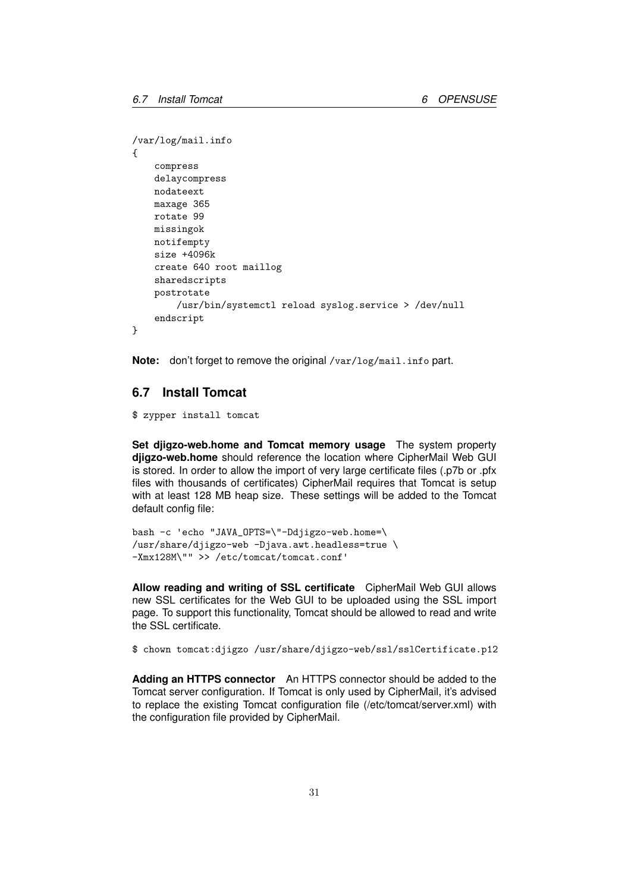```
/var/log/mail.info
{
    compress
    delaycompress
    nodateext
    maxage 365
    rotate 99
    missingok
    notifempty
    size +4096k
    create 640 root maillog
    sharedscripts
    postrotate
        /usr/bin/systemctl reload syslog.service > /dev/null
    endscript
}
```

**Note:** don't forget to remove the original `/var/log/mail.info` part.

## 6.7 Install Tomcat

```
$ zypper install tomcat
```

**Set djigzo-web.home and Tomcat memory usage** The system property **djigzo-web.home** should reference the location where CipherMail Web GUI is stored. In order to allow the import of very large certificate files (.p7b or .pfx files with thousands of certificates) CipherMail requires that Tomcat is setup with at least 128 MB heap size. These settings will be added to the Tomcat default config file:

```
bash -c 'echo "JAVA_OPTS=\"-Ddjigzo-web.home=\
/usr/share/djigzo-web -Djava.awt.headless=true \
-Xmx128M\"" >> /etc/tomcat/tomcat.conf'
```

**Allow reading and writing of SSL certificate** CipherMail Web GUI allows new SSL certificates for the Web GUI to be uploaded using the SSL import page. To support this functionality, Tomcat should be allowed to read and write the SSL certificate.

```
$ chown tomcat:djigzo /usr/share/djigzo-web/ssl/sslCertificate.p12
```

**Adding an HTTPS connector** An HTTPS connector should be added to the Tomcat server configuration. If Tomcat is only used by CipherMail, it's advised to replace the existing Tomcat configuration file (/etc/tomcat/server.xml) with the configuration file provided by CipherMail.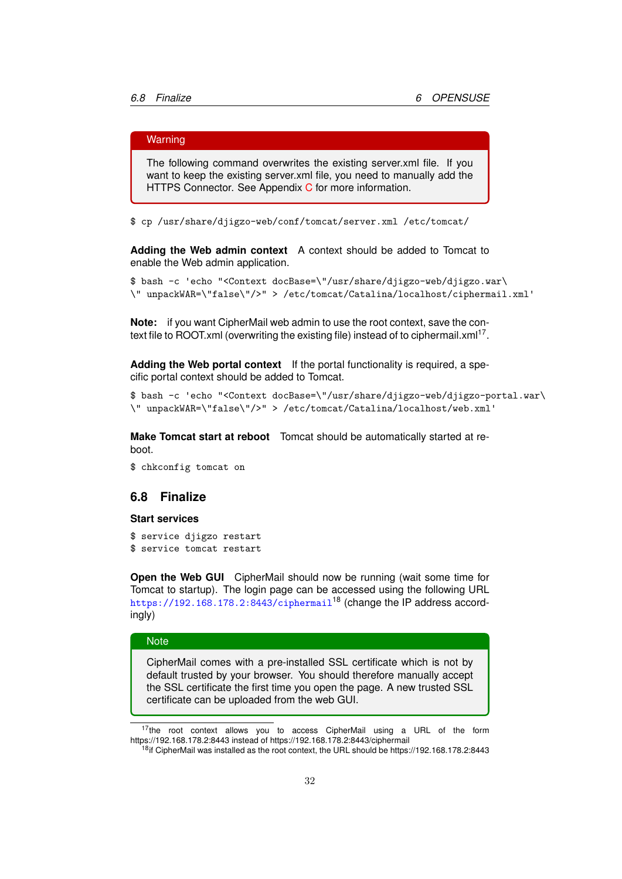> **Warning**
>
> The following command overwrites the existing server.xml file. If you want to keep the existing server.xml file, you need to manually add the HTTPS Connector. See Appendix C for more information.

```
$ cp /usr/share/djigzo-web/conf/tomcat/server.xml /etc/tomcat/
```

**Adding the Web admin context** A context should be added to Tomcat to enable the Web admin application.

```
$ bash -c 'echo "<Context docBase=\"/usr/share/djigzo-web/djigzo.war\
\" unpackWAR=\"false\"/>" > /etc/tomcat/Catalina/localhost/ciphermail.xml'
```

**Note:** if you want CipherMail web admin to use the root context, save the context file to ROOT.xml (overwriting the existing file) instead of to ciphermail.xml[17].

**Adding the Web portal context** If the portal functionality is required, a specific portal context should be added to Tomcat.

```
$ bash -c 'echo "<Context docBase=\"/usr/share/djigzo-web/djigzo-portal.war\
\" unpackWAR=\"false\"/>" > /etc/tomcat/Catalina/localhost/web.xml'
```

**Make Tomcat start at reboot** Tomcat should be automatically started at reboot.

```
$ chkconfig tomcat on
```

## 6.8 Finalize

### Start services

```
$ service djigzo restart
$ service tomcat restart
```

**Open the Web GUI** CipherMail should now be running (wait some time for Tomcat to startup). The login page can be accessed using the following URL https://192.168.178.2:8443/ciphermail[18] (change the IP address accordingly)

> **Note**
>
> CipherMail comes with a pre-installed SSL certificate which is not by default trusted by your browser. You should therefore manually accept the SSL certificate the first time you open the page. A new trusted SSL certificate can be uploaded from the web GUI.

[17] the root context allows you to access CipherMail using a URL of the form https://192.168.178.2:8443 instead of https://192.168.178.2:8443/ciphermail

[18] if CipherMail was installed as the root context, the URL should be https://192.168.178.2:8443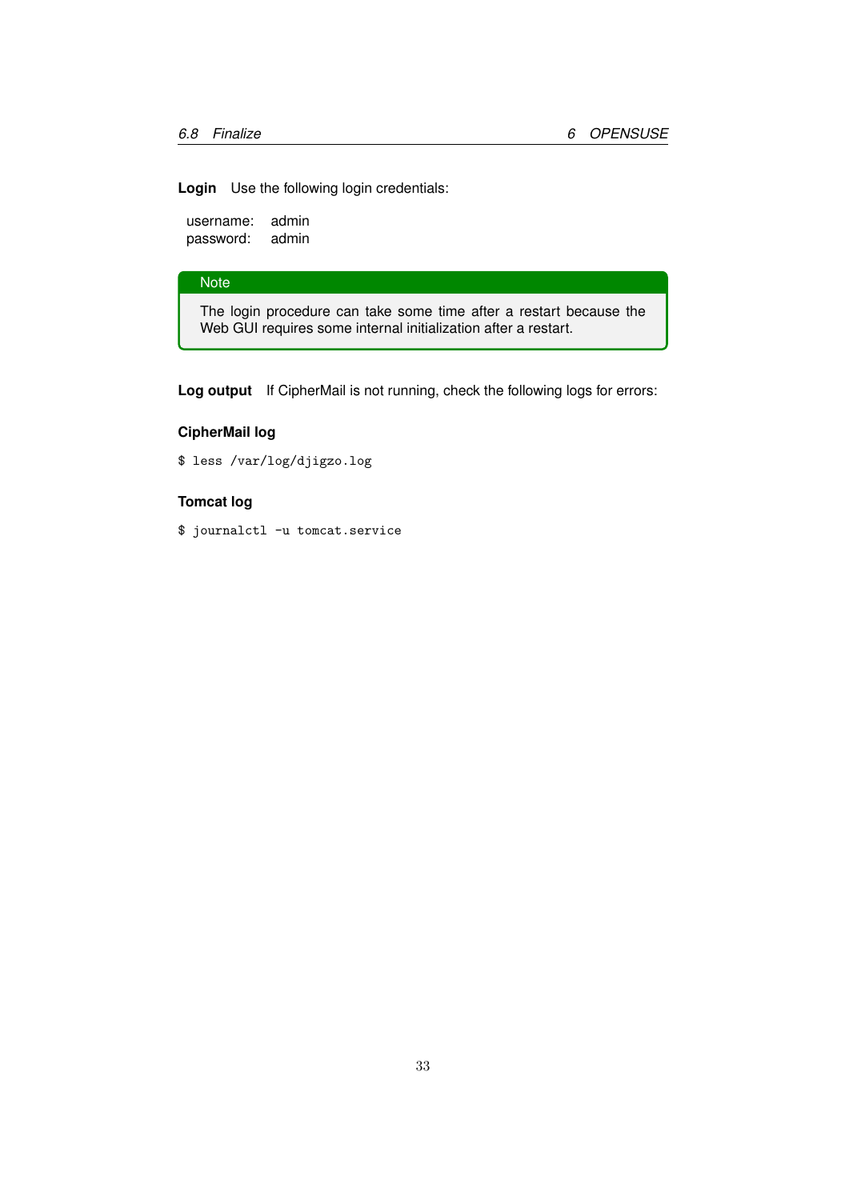**Login** Use the following login credentials:

username: admin
password: admin

> **Note**
>
> The login procedure can take some time after a restart because the Web GUI requires some internal initialization after a restart.

**Log output** If CipherMail is not running, check the following logs for errors:

**CipherMail log**

```
$ less /var/log/djigzo.log
```

**Tomcat log**

```
$ journalctl -u tomcat.service
```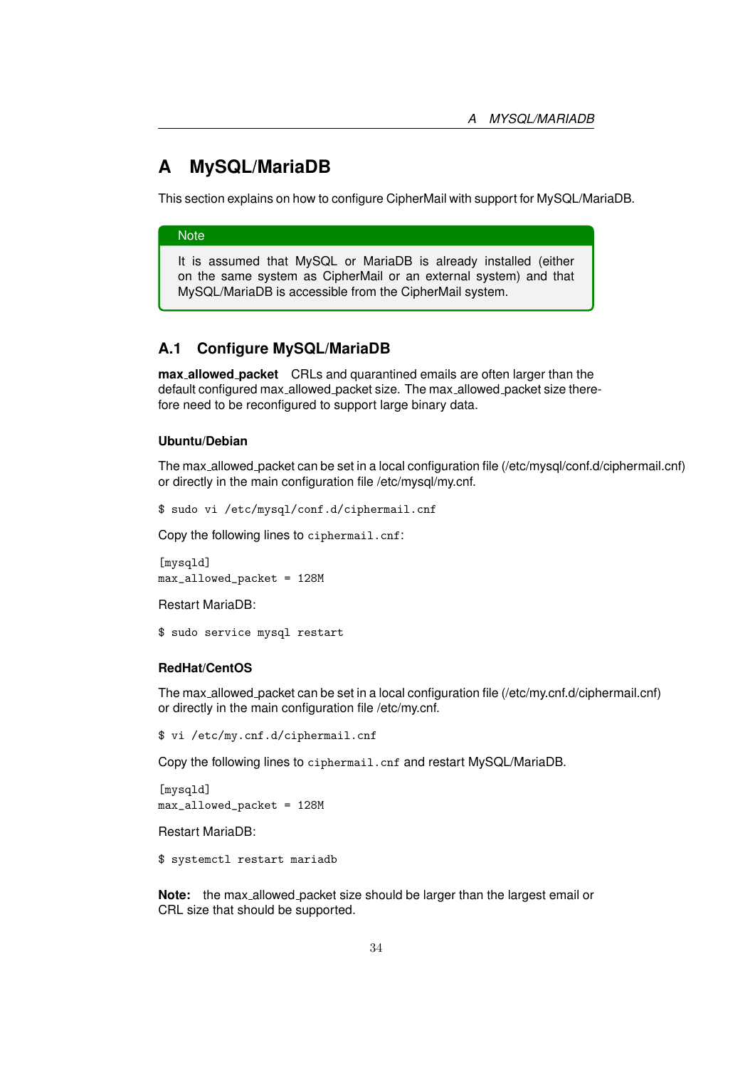# A MySQL/MariaDB

This section explains on how to configure CipherMail with support for MySQL/MariaDB.

> **Note**
>
> It is assumed that MySQL or MariaDB is already installed (either on the same system as CipherMail or an external system) and that MySQL/MariaDB is accessible from the CipherMail system.

## A.1 Configure MySQL/MariaDB

**max_allowed_packet** CRLs and quarantined emails are often larger than the default configured max_allowed_packet size. The max_allowed_packet size therefore need to be reconfigured to support large binary data.

### Ubuntu/Debian

The max_allowed_packet can be set in a local configuration file (/etc/mysql/conf.d/ciphermail.cnf) or directly in the main configuration file /etc/mysql/my.cnf.

```
$ sudo vi /etc/mysql/conf.d/ciphermail.cnf
```

Copy the following lines to `ciphermail.cnf`:

```
[mysqld]
max_allowed_packet = 128M
```

Restart MariaDB:

```
$ sudo service mysql restart
```

### RedHat/CentOS

The max_allowed_packet can be set in a local configuration file (/etc/my.cnf.d/ciphermail.cnf) or directly in the main configuration file /etc/my.cnf.

```
$ vi /etc/my.cnf.d/ciphermail.cnf
```

Copy the following lines to `ciphermail.cnf` and restart MySQL/MariaDB.

```
[mysqld]
max_allowed_packet = 128M
```

Restart MariaDB:

```
$ systemctl restart mariadb
```

**Note:** the max_allowed_packet size should be larger than the largest email or CRL size that should be supported.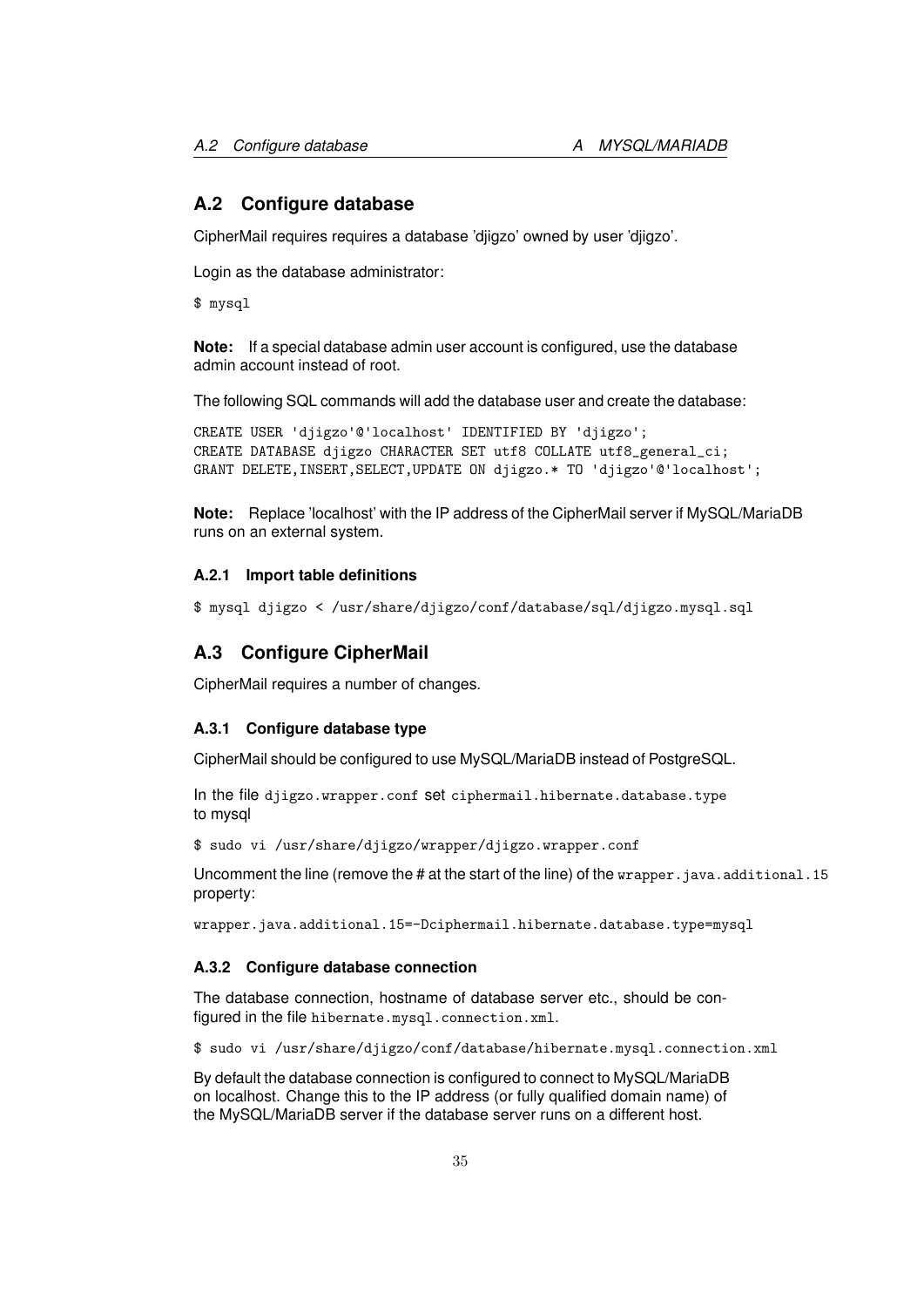## A.2 Configure database

CipherMail requires requires a database 'djigzo' owned by user 'djigzo'.

Login as the database administrator:

```
$ mysql
```

**Note:** If a special database admin user account is configured, use the database admin account instead of root.

The following SQL commands will add the database user and create the database:

```
CREATE USER 'djigzo'@'localhost' IDENTIFIED BY 'djigzo';
CREATE DATABASE djigzo CHARACTER SET utf8 COLLATE utf8_general_ci;
GRANT DELETE,INSERT,SELECT,UPDATE ON djigzo.* TO 'djigzo'@'localhost';
```

**Note:** Replace 'localhost' with the IP address of the CipherMail server if MySQL/MariaDB runs on an external system.

### A.2.1 Import table definitions

```
$ mysql djigzo < /usr/share/djigzo/conf/database/sql/djigzo.mysql.sql
```

## A.3 Configure CipherMail

CipherMail requires a number of changes.

### A.3.1 Configure database type

CipherMail should be configured to use MySQL/MariaDB instead of PostgreSQL.

In the file `djigzo.wrapper.conf` set `ciphermail.hibernate.database.type` to mysql

```
$ sudo vi /usr/share/djigzo/wrapper/djigzo.wrapper.conf
```

Uncomment the line (remove the # at the start of the line) of the `wrapper.java.additional.15` property:

```
wrapper.java.additional.15=-Dciphermail.hibernate.database.type=mysql
```

### A.3.2 Configure database connection

The database connection, hostname of database server etc., should be configured in the file `hibernate.mysql.connection.xml`.

```
$ sudo vi /usr/share/djigzo/conf/database/hibernate.mysql.connection.xml
```

By default the database connection is configured to connect to MySQL/MariaDB on localhost. Change this to the IP address (or fully qualified domain name) of the MySQL/MariaDB server if the database server runs on a different host.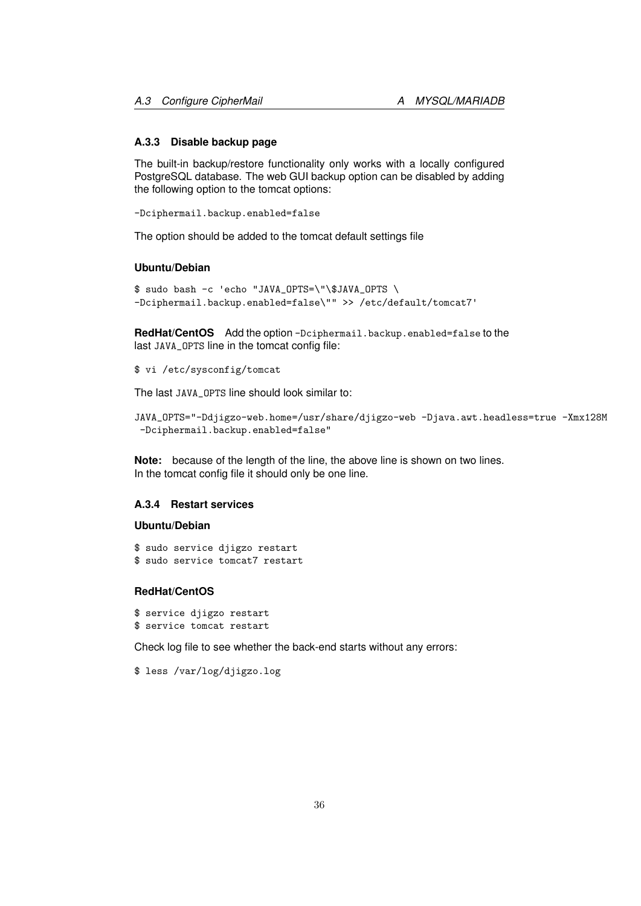### A.3.3 Disable backup page

The built-in backup/restore functionality only works with a locally configured PostgreSQL database. The web GUI backup option can be disabled by adding the following option to the tomcat options:

```
-Dciphermail.backup.enabled=false
```

The option should be added to the tomcat default settings file

#### Ubuntu/Debian

```
$ sudo bash -c 'echo "JAVA_OPTS=\"\$JAVA_OPTS \
-Dciphermail.backup.enabled=false\"" >> /etc/default/tomcat7'
```

**RedHat/CentOS** Add the option `-Dciphermail.backup.enabled=false` to the last `JAVA_OPTS` line in the tomcat config file:

```
$ vi /etc/sysconfig/tomcat
```

The last `JAVA_OPTS` line should look similar to:

```
JAVA_OPTS="-Ddjigzo-web.home=/usr/share/djigzo-web -Djava.awt.headless=true -Xmx128M
 -Dciphermail.backup.enabled=false"
```

**Note:** because of the length of the line, the above line is shown on two lines. In the tomcat config file it should only be one line.

### A.3.4 Restart services

#### Ubuntu/Debian

```
$ sudo service djigzo restart
$ sudo service tomcat7 restart
```

#### RedHat/CentOS

```
$ service djigzo restart
$ service tomcat restart
```

Check log file to see whether the back-end starts without any errors:

```
$ less /var/log/djigzo.log
```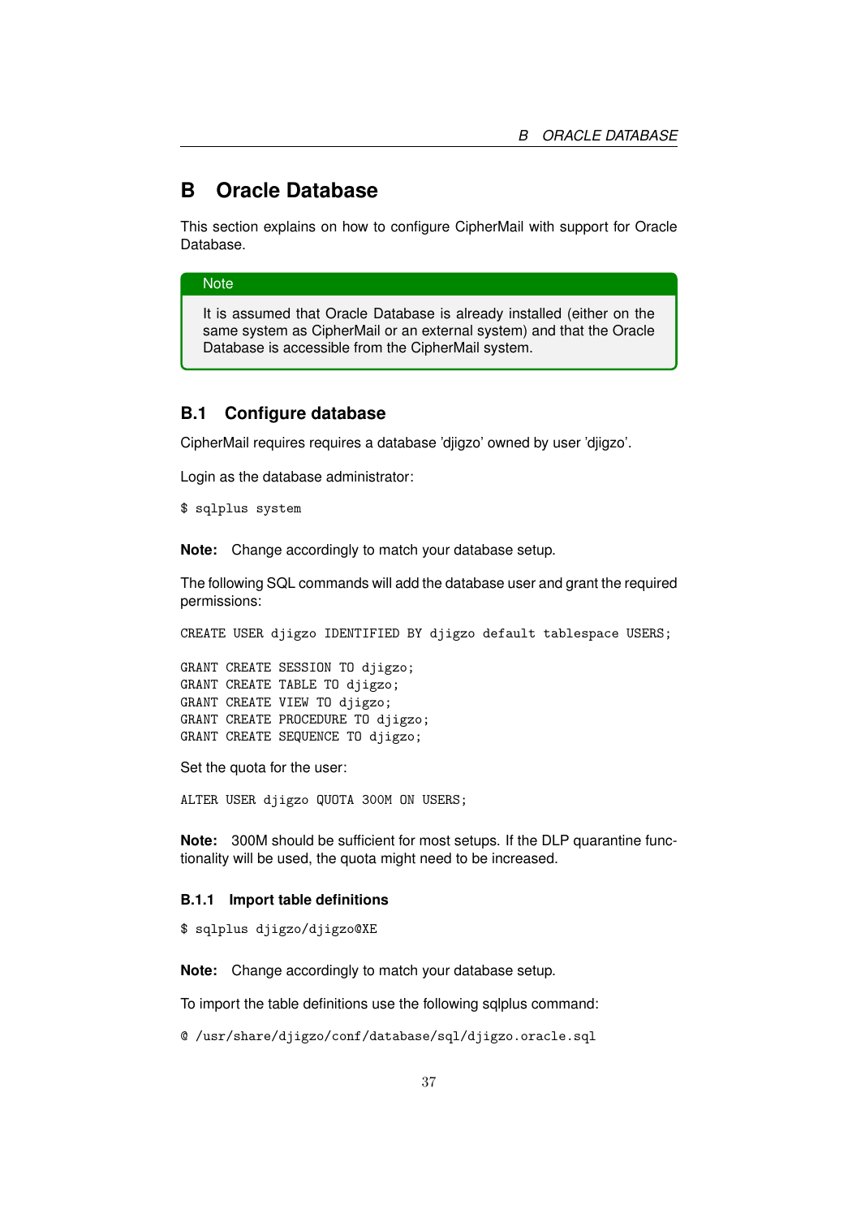# B Oracle Database

This section explains on how to configure CipherMail with support for Oracle Database.

> **Note**
>
> It is assumed that Oracle Database is already installed (either on the same system as CipherMail or an external system) and that the Oracle Database is accessible from the CipherMail system.

## B.1 Configure database

CipherMail requires requires a database 'djigzo' owned by user 'djigzo'.

Login as the database administrator:

```
$ sqlplus system
```

**Note:** Change accordingly to match your database setup.

The following SQL commands will add the database user and grant the required permissions:

```
CREATE USER djigzo IDENTIFIED BY djigzo default tablespace USERS;

GRANT CREATE SESSION TO djigzo;
GRANT CREATE TABLE TO djigzo;
GRANT CREATE VIEW TO djigzo;
GRANT CREATE PROCEDURE TO djigzo;
GRANT CREATE SEQUENCE TO djigzo;
```

Set the quota for the user:

```
ALTER USER djigzo QUOTA 300M ON USERS;
```

**Note:** 300M should be sufficient for most setups. If the DLP quarantine functionality will be used, the quota might need to be increased.

### B.1.1 Import table definitions

```
$ sqlplus djigzo/djigzo@XE
```

**Note:** Change accordingly to match your database setup.

To import the table definitions use the following sqlplus command:

```
@ /usr/share/djigzo/conf/database/sql/djigzo.oracle.sql
```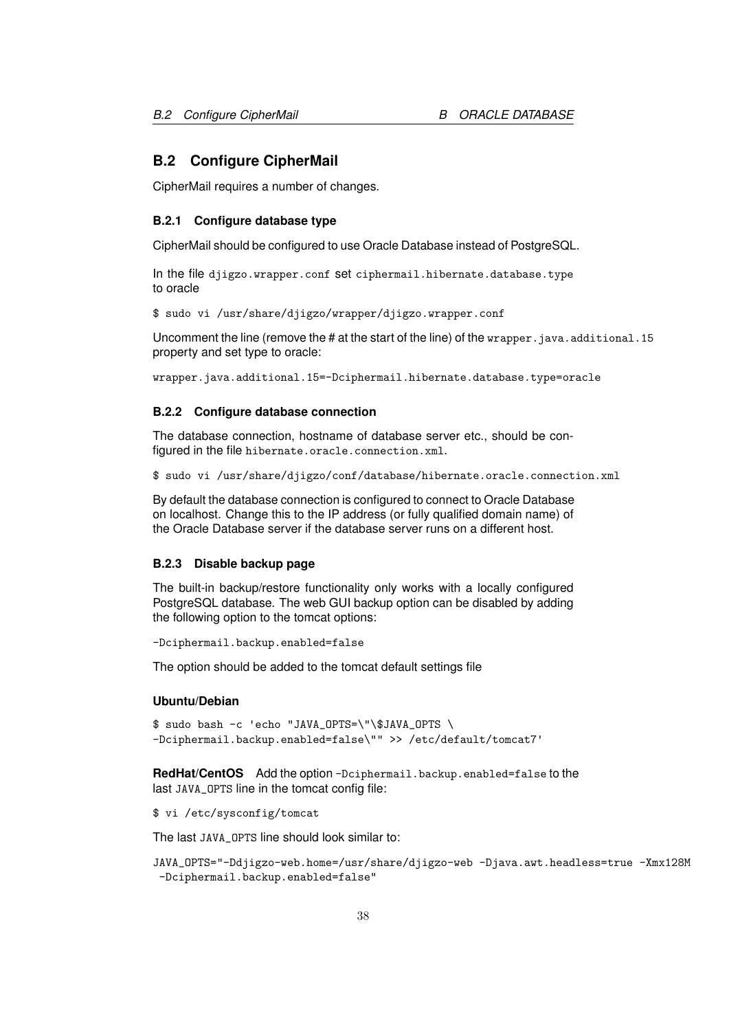## B.2 Configure CipherMail

CipherMail requires a number of changes.

### B.2.1 Configure database type

CipherMail should be configured to use Oracle Database instead of PostgreSQL.

In the file `djigzo.wrapper.conf` set `ciphermail.hibernate.database.type` to oracle

```
$ sudo vi /usr/share/djigzo/wrapper/djigzo.wrapper.conf
```

Uncomment the line (remove the # at the start of the line) of the `wrapper.java.additional.15` property and set type to oracle:

```
wrapper.java.additional.15=-Dciphermail.hibernate.database.type=oracle
```

### B.2.2 Configure database connection

The database connection, hostname of database server etc., should be configured in the file `hibernate.oracle.connection.xml`.

```
$ sudo vi /usr/share/djigzo/conf/database/hibernate.oracle.connection.xml
```

By default the database connection is configured to connect to Oracle Database on localhost. Change this to the IP address (or fully qualified domain name) of the Oracle Database server if the database server runs on a different host.

### B.2.3 Disable backup page

The built-in backup/restore functionality only works with a locally configured PostgreSQL database. The web GUI backup option can be disabled by adding the following option to the tomcat options:

```
-Dciphermail.backup.enabled=false
```

The option should be added to the tomcat default settings file

**Ubuntu/Debian**

```
$ sudo bash -c 'echo "JAVA_OPTS=\"\$JAVA_OPTS \
-Dciphermail.backup.enabled=false\"" >> /etc/default/tomcat7'
```

**RedHat/CentOS** Add the option `-Dciphermail.backup.enabled=false` to the last `JAVA_OPTS` line in the tomcat config file:

```
$ vi /etc/sysconfig/tomcat
```

The last `JAVA_OPTS` line should look similar to:

```
JAVA_OPTS="-Ddjigzo-web.home=/usr/share/djigzo-web -Djava.awt.headless=true -Xmx128M
 -Dciphermail.backup.enabled=false"
```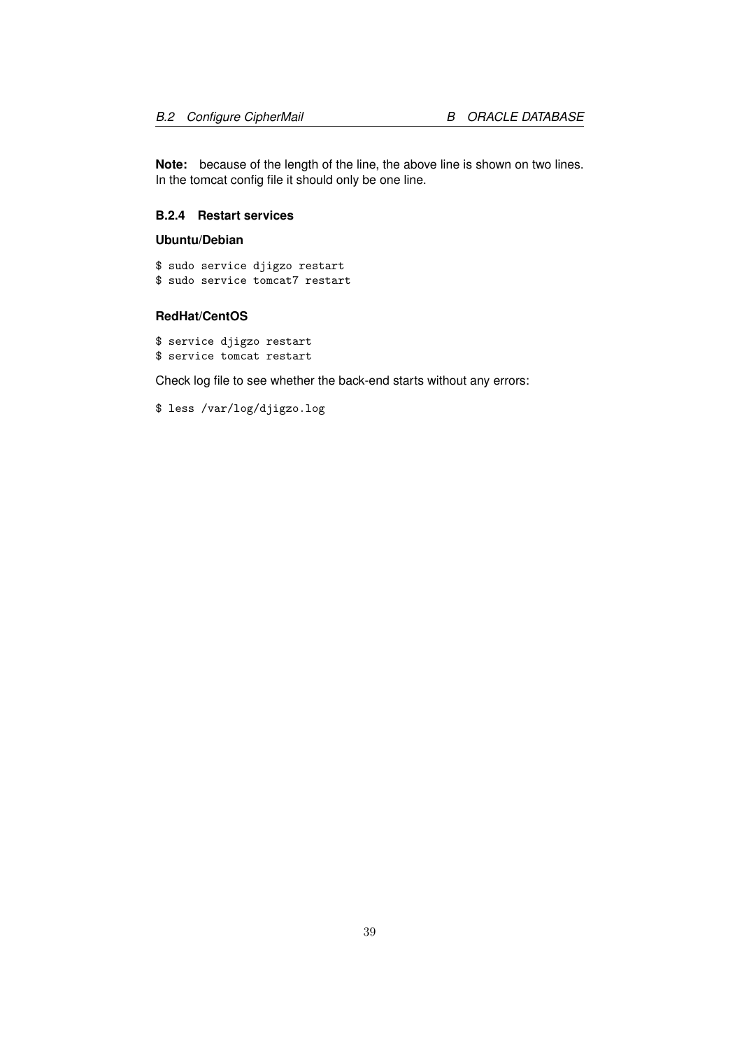**Note:** because of the length of the line, the above line is shown on two lines. In the tomcat config file it should only be one line.

### B.2.4 Restart services

#### Ubuntu/Debian

```
$ sudo service djigzo restart
$ sudo service tomcat7 restart
```

#### RedHat/CentOS

```
$ service djigzo restart
$ service tomcat restart
```

Check log file to see whether the back-end starts without any errors:

```
$ less /var/log/djigzo.log
```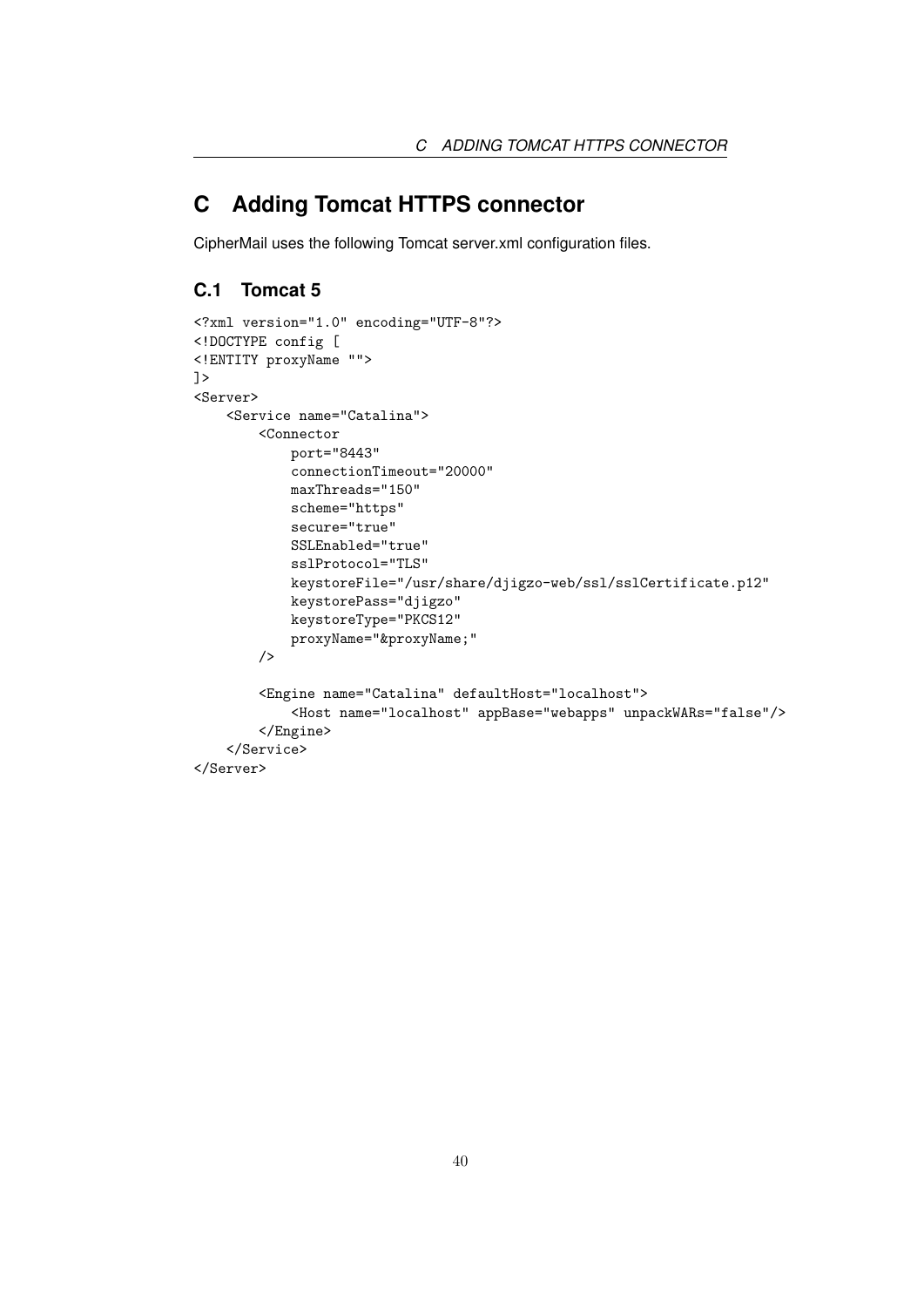# C Adding Tomcat HTTPS connector

CipherMail uses the following Tomcat server.xml configuration files.

## C.1 Tomcat 5

```
<?xml version="1.0" encoding="UTF-8"?>
<!DOCTYPE config [
<!ENTITY proxyName "">
]>
<Server>
    <Service name="Catalina">
        <Connector
            port="8443"
            connectionTimeout="20000"
            maxThreads="150"
            scheme="https"
            secure="true"
            SSLEnabled="true"
            sslProtocol="TLS"
            keystoreFile="/usr/share/djigzo-web/ssl/sslCertificate.p12"
            keystorePass="djigzo"
            keystoreType="PKCS12"
            proxyName="&proxyName;"
        />

        <Engine name="Catalina" defaultHost="localhost">
            <Host name="localhost" appBase="webapps" unpackWARs="false"/>
        </Engine>
    </Service>
</Server>
```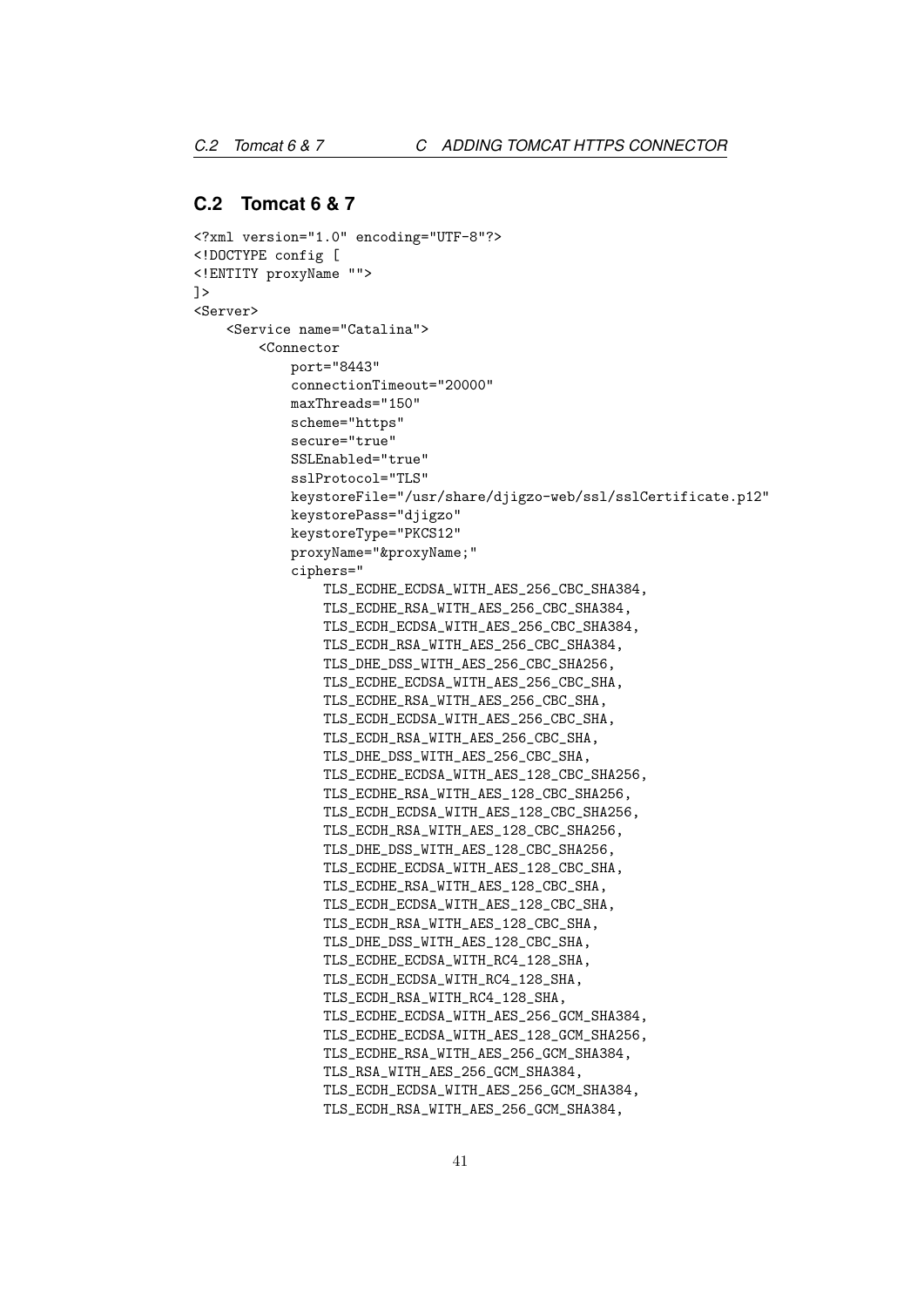## C.2 Tomcat 6 & 7

```
<?xml version="1.0" encoding="UTF-8"?>
<!DOCTYPE config [
<!ENTITY proxyName "">
]>
<Server>
    <Service name="Catalina">
        <Connector
            port="8443"
            connectionTimeout="20000"
            maxThreads="150"
            scheme="https"
            secure="true"
            SSLEnabled="true"
            sslProtocol="TLS"
            keystoreFile="/usr/share/djigzo-web/ssl/sslCertificate.p12"
            keystorePass="djigzo"
            keystoreType="PKCS12"
            proxyName="&proxyName;"
            ciphers="
                TLS_ECDHE_ECDSA_WITH_AES_256_CBC_SHA384,
                TLS_ECDHE_RSA_WITH_AES_256_CBC_SHA384,
                TLS_ECDH_ECDSA_WITH_AES_256_CBC_SHA384,
                TLS_ECDH_RSA_WITH_AES_256_CBC_SHA384,
                TLS_DHE_DSS_WITH_AES_256_CBC_SHA256,
                TLS_ECDHE_ECDSA_WITH_AES_256_CBC_SHA,
                TLS_ECDHE_RSA_WITH_AES_256_CBC_SHA,
                TLS_ECDH_ECDSA_WITH_AES_256_CBC_SHA,
                TLS_ECDH_RSA_WITH_AES_256_CBC_SHA,
                TLS_DHE_DSS_WITH_AES_256_CBC_SHA,
                TLS_ECDHE_ECDSA_WITH_AES_128_CBC_SHA256,
                TLS_ECDHE_RSA_WITH_AES_128_CBC_SHA256,
                TLS_ECDH_ECDSA_WITH_AES_128_CBC_SHA256,
                TLS_ECDH_RSA_WITH_AES_128_CBC_SHA256,
                TLS_DHE_DSS_WITH_AES_128_CBC_SHA256,
                TLS_ECDHE_ECDSA_WITH_AES_128_CBC_SHA,
                TLS_ECDHE_RSA_WITH_AES_128_CBC_SHA,
                TLS_ECDH_ECDSA_WITH_AES_128_CBC_SHA,
                TLS_ECDH_RSA_WITH_AES_128_CBC_SHA,
                TLS_DHE_DSS_WITH_AES_128_CBC_SHA,
                TLS_ECDHE_ECDSA_WITH_RC4_128_SHA,
                TLS_ECDH_ECDSA_WITH_RC4_128_SHA,
                TLS_ECDH_RSA_WITH_RC4_128_SHA,
                TLS_ECDHE_ECDSA_WITH_AES_256_GCM_SHA384,
                TLS_ECDHE_ECDSA_WITH_AES_128_GCM_SHA256,
                TLS_ECDHE_RSA_WITH_AES_256_GCM_SHA384,
                TLS_RSA_WITH_AES_256_GCM_SHA384,
                TLS_ECDH_ECDSA_WITH_AES_256_GCM_SHA384,
                TLS_ECDH_RSA_WITH_AES_256_GCM_SHA384,
```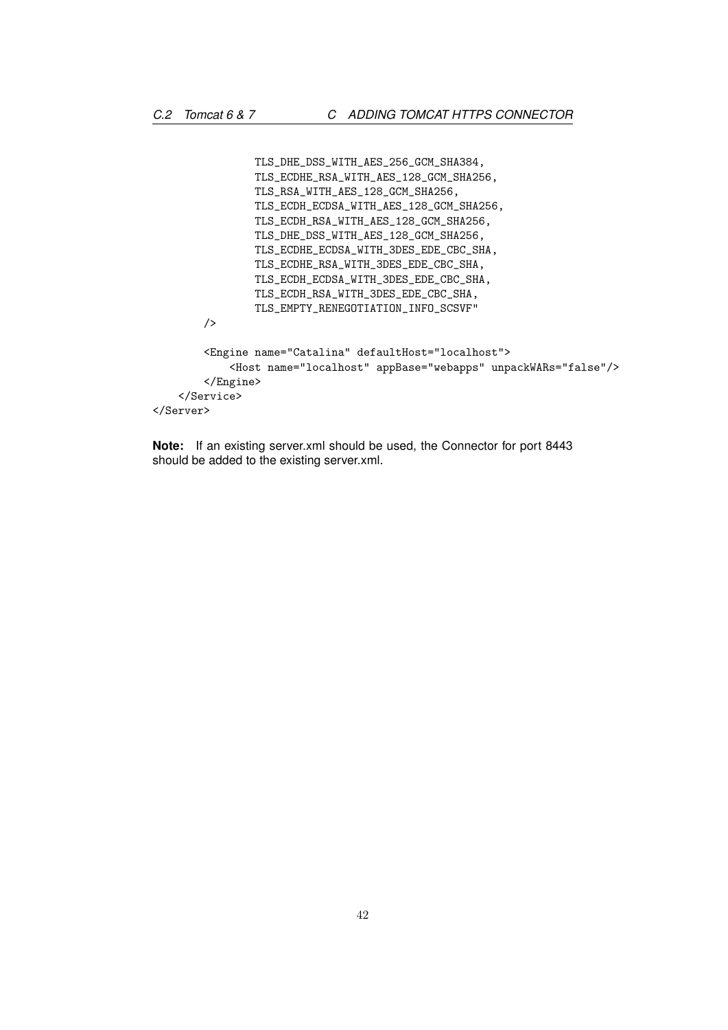```
                TLS_DHE_DSS_WITH_AES_256_GCM_SHA384,
                TLS_ECDHE_RSA_WITH_AES_128_GCM_SHA256,
                TLS_RSA_WITH_AES_128_GCM_SHA256,
                TLS_ECDH_ECDSA_WITH_AES_128_GCM_SHA256,
                TLS_ECDH_RSA_WITH_AES_128_GCM_SHA256,
                TLS_DHE_DSS_WITH_AES_128_GCM_SHA256,
                TLS_ECDHE_ECDSA_WITH_3DES_EDE_CBC_SHA,
                TLS_ECDHE_RSA_WITH_3DES_EDE_CBC_SHA,
                TLS_ECDH_ECDSA_WITH_3DES_EDE_CBC_SHA,
                TLS_ECDH_RSA_WITH_3DES_EDE_CBC_SHA,
                TLS_EMPTY_RENEGOTIATION_INFO_SCSVF"
        />

        <Engine name="Catalina" defaultHost="localhost">
            <Host name="localhost" appBase="webapps" unpackWARs="false"/>
        </Engine>
    </Service>
</Server>
```

**Note:** If an existing server.xml should be used, the Connector for port 8443 should be added to the existing server.xml.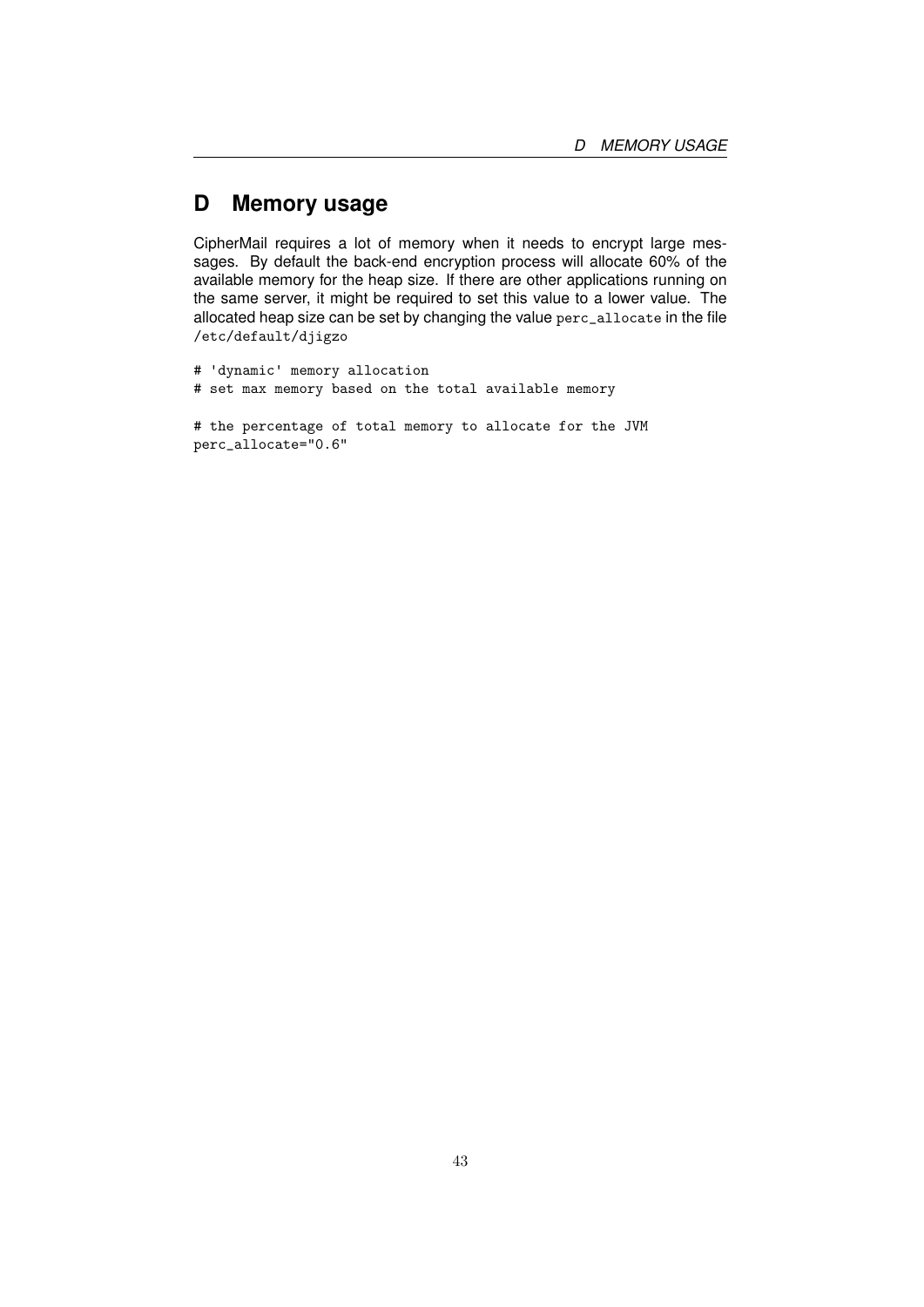# D Memory usage

CipherMail requires a lot of memory when it needs to encrypt large messages. By default the back-end encryption process will allocate 60% of the available memory for the heap size. If there are other applications running on the same server, it might be required to set this value to a lower value. The allocated heap size can be set by changing the value `perc_allocate` in the file `/etc/default/djigzo`

```
# 'dynamic' memory allocation
# set max memory based on the total available memory

# the percentage of total memory to allocate for the JVM
perc_allocate="0.6"
```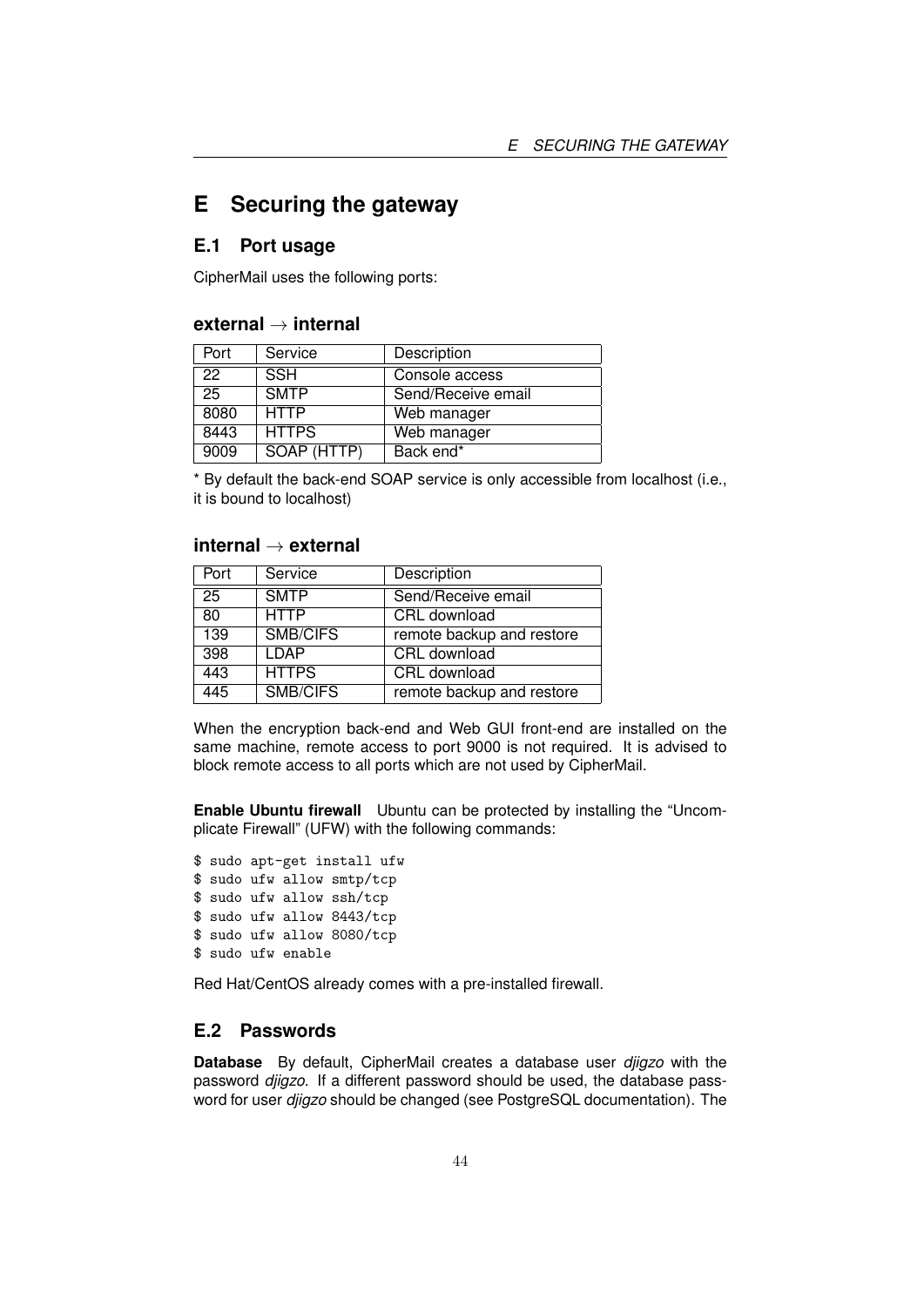# E Securing the gateway

## E.1 Port usage

CipherMail uses the following ports:

### external → internal

| Port | Service | Description |
|---|---|---|
| 22 | SSH | Console access |
| 25 | SMTP | Send/Receive email |
| 8080 | HTTP | Web manager |
| 8443 | HTTPS | Web manager |
| 9009 | SOAP (HTTP) | Back end* |

* By default the back-end SOAP service is only accessible from localhost (i.e., it is bound to localhost)

### internal → external

| Port | Service | Description |
|---|---|---|
| 25 | SMTP | Send/Receive email |
| 80 | HTTP | CRL download |
| 139 | SMB/CIFS | remote backup and restore |
| 398 | LDAP | CRL download |
| 443 | HTTPS | CRL download |
| 445 | SMB/CIFS | remote backup and restore |

When the encryption back-end and Web GUI front-end are installed on the same machine, remote access to port 9000 is not required. It is advised to block remote access to all ports which are not used by CipherMail.

**Enable Ubuntu firewall** Ubuntu can be protected by installing the "Uncomplicate Firewall" (UFW) with the following commands:

```
$ sudo apt-get install ufw
$ sudo ufw allow smtp/tcp
$ sudo ufw allow ssh/tcp
$ sudo ufw allow 8443/tcp
$ sudo ufw allow 8080/tcp
$ sudo ufw enable
```

Red Hat/CentOS already comes with a pre-installed firewall.

## E.2 Passwords

**Database** By default, CipherMail creates a database user *djigzo* with the password *djigzo*. If a different password should be used, the database password for user *djigzo* should be changed (see PostgreSQL documentation). The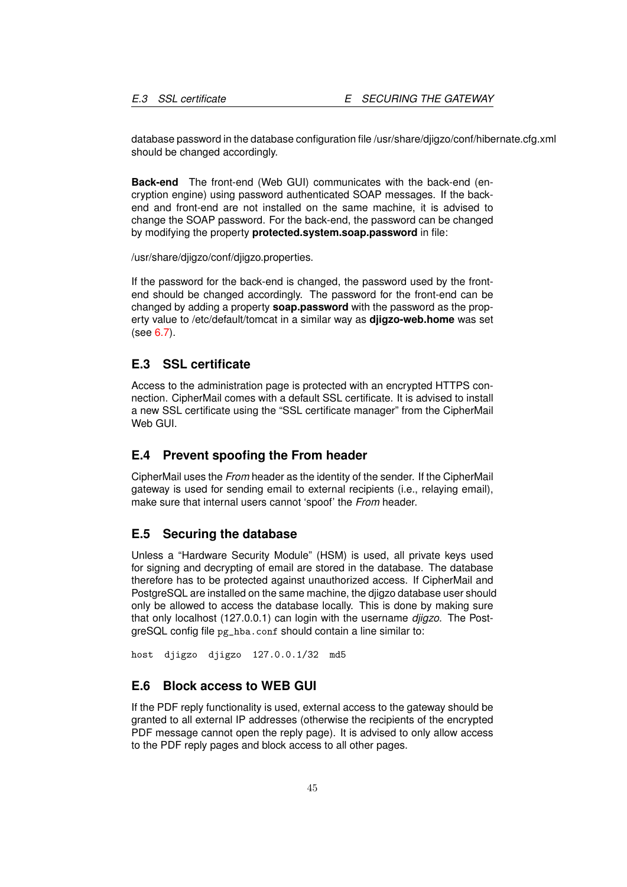database password in the database configuration file /usr/share/djigzo/conf/hibernate.cfg.xml should be changed accordingly.

**Back-end** The front-end (Web GUI) communicates with the back-end (encryption engine) using password authenticated SOAP messages. If the back-end and front-end are not installed on the same machine, it is advised to change the SOAP password. For the back-end, the password can be changed by modifying the property **protected.system.soap.password** in file:

/usr/share/djigzo/conf/djigzo.properties.

If the password for the back-end is changed, the password used by the front-end should be changed accordingly. The password for the front-end can be changed by adding a property **soap.password** with the password as the property value to /etc/default/tomcat in a similar way as **djigzo-web.home** was set (see 6.7).

## E.3 SSL certificate

Access to the administration page is protected with an encrypted HTTPS connection. CipherMail comes with a default SSL certificate. It is advised to install a new SSL certificate using the "SSL certificate manager" from the CipherMail Web GUI.

## E.4 Prevent spoofing the From header

CipherMail uses the *From* header as the identity of the sender. If the CipherMail gateway is used for sending email to external recipients (i.e., relaying email), make sure that internal users cannot 'spoof' the *From* header.

## E.5 Securing the database

Unless a "Hardware Security Module" (HSM) is used, all private keys used for signing and decrypting of email are stored in the database. The database therefore has to be protected against unauthorized access. If CipherMail and PostgreSQL are installed on the same machine, the djigzo database user should only be allowed to access the database locally. This is done by making sure that only localhost (127.0.0.1) can login with the username *djigzo*. The PostgreSQL config file `pg_hba.conf` should contain a line similar to:

```
host  djigzo  djigzo  127.0.0.1/32  md5
```

## E.6 Block access to WEB GUI

If the PDF reply functionality is used, external access to the gateway should be granted to all external IP addresses (otherwise the recipients of the encrypted PDF message cannot open the reply page). It is advised to only allow access to the PDF reply pages and block access to all other pages.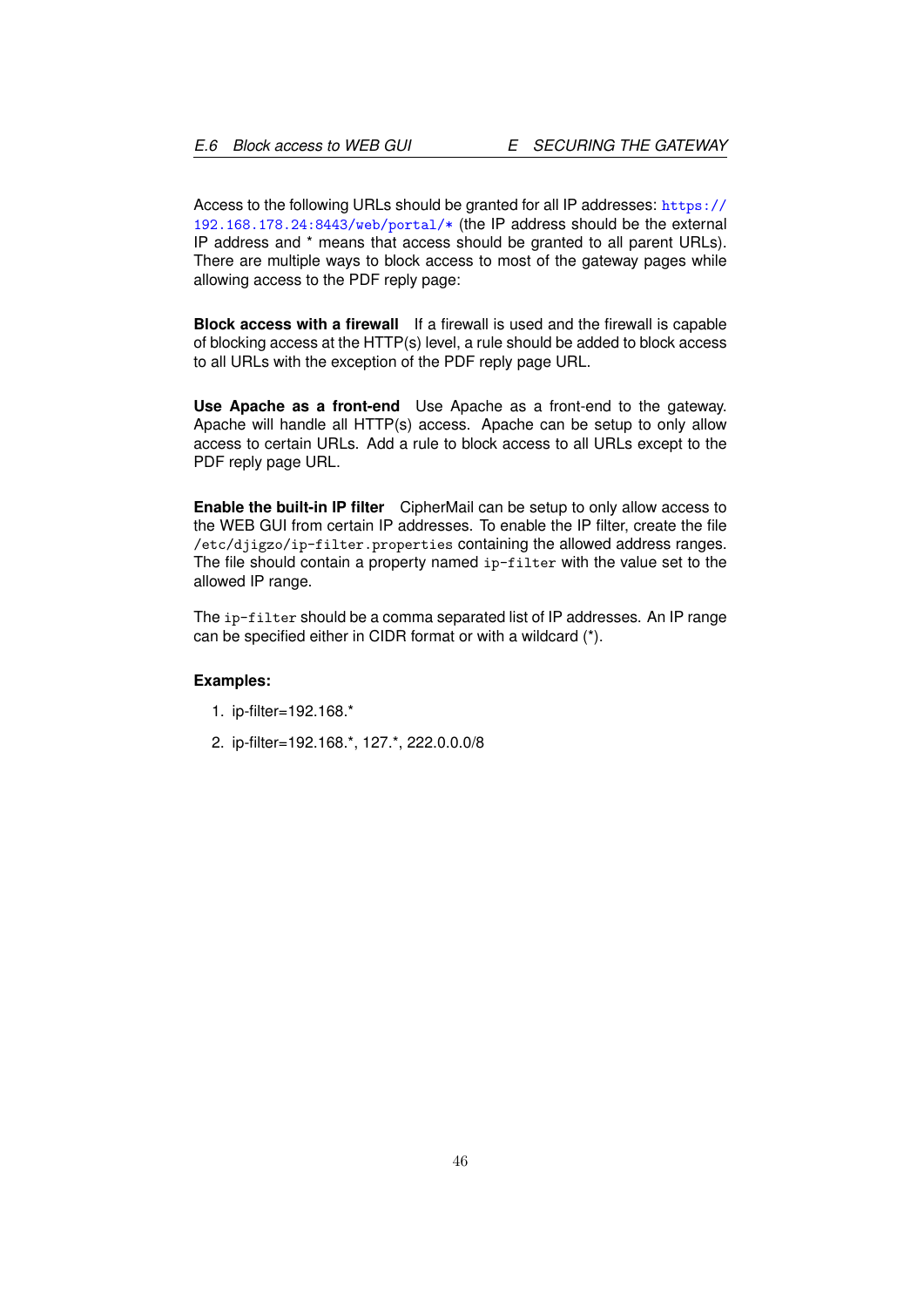Access to the following URLs should be granted for all IP addresses: `https://192.168.178.24:8443/web/portal/*` (the IP address should be the external IP address and * means that access should be granted to all parent URLs). There are multiple ways to block access to most of the gateway pages while allowing access to the PDF reply page:

**Block access with a firewall** If a firewall is used and the firewall is capable of blocking access at the HTTP(s) level, a rule should be added to block access to all URLs with the exception of the PDF reply page URL.

**Use Apache as a front-end** Use Apache as a front-end to the gateway. Apache will handle all HTTP(s) access. Apache can be setup to only allow access to certain URLs. Add a rule to block access to all URLs except to the PDF reply page URL.

**Enable the built-in IP filter** CipherMail can be setup to only allow access to the WEB GUI from certain IP addresses. To enable the IP filter, create the file `/etc/djigzo/ip-filter.properties` containing the allowed address ranges. The file should contain a property named `ip-filter` with the value set to the allowed IP range.

The `ip-filter` should be a comma separated list of IP addresses. An IP range can be specified either in CIDR format or with a wildcard (*).

**Examples:**

1. ip-filter=192.168.*
2. ip-filter=192.168.*, 127.*, 222.0.0.0/8